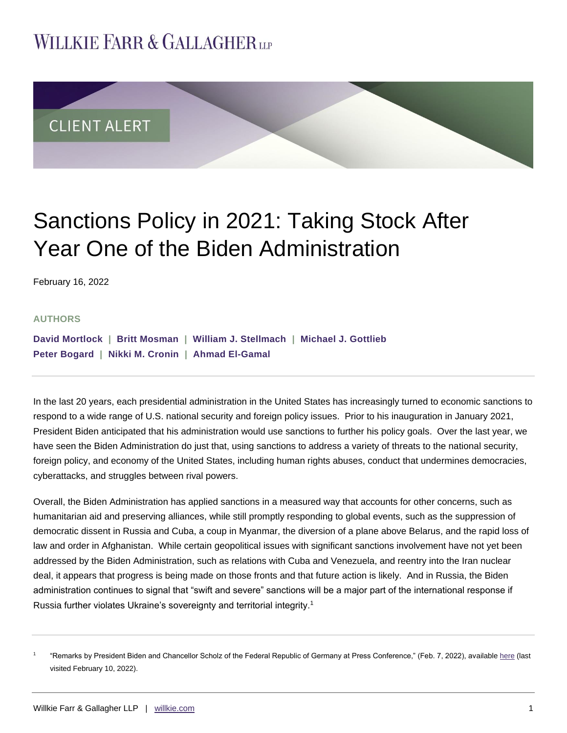WILLKIE FARR & GALLAGHER LLP

CLIENT ALERT

# Sanctions Policy in 2021: Taking Stock After Year One of the Biden Administration

February 16, 2022

**AUTHORS**

**David Mortlock | Britt Mosman | William J. Stellmach | Michael J. Gottlieb**
**Peter Bogard | Nikki M. Cronin | Ahmad El-Gamal**

In the last 20 years, each presidential administration in the United States has increasingly turned to economic sanctions to respond to a wide range of U.S. national security and foreign policy issues. Prior to his inauguration in January 2021, President Biden anticipated that his administration would use sanctions to further his policy goals. Over the last year, we have seen the Biden Administration do just that, using sanctions to address a variety of threats to the national security, foreign policy, and economy of the United States, including human rights abuses, conduct that undermines democracies, cyberattacks, and struggles between rival powers.

Overall, the Biden Administration has applied sanctions in a measured way that accounts for other concerns, such as humanitarian aid and preserving alliances, while still promptly responding to global events, such as the suppression of democratic dissent in Russia and Cuba, a coup in Myanmar, the diversion of a plane above Belarus, and the rapid loss of law and order in Afghanistan. While certain geopolitical issues with significant sanctions involvement have not yet been addressed by the Biden Administration, such as relations with Cuba and Venezuela, and reentry into the Iran nuclear deal, it appears that progress is being made on those fronts and that future action is likely. And in Russia, the Biden administration continues to signal that "swift and severe" sanctions will be a major part of the international response if Russia further violates Ukraine's sovereignty and territorial integrity.[1]

[1] "Remarks by President Biden and Chancellor Scholz of the Federal Republic of Germany at Press Conference," (Feb. 7, 2022), available here (last visited February 10, 2022).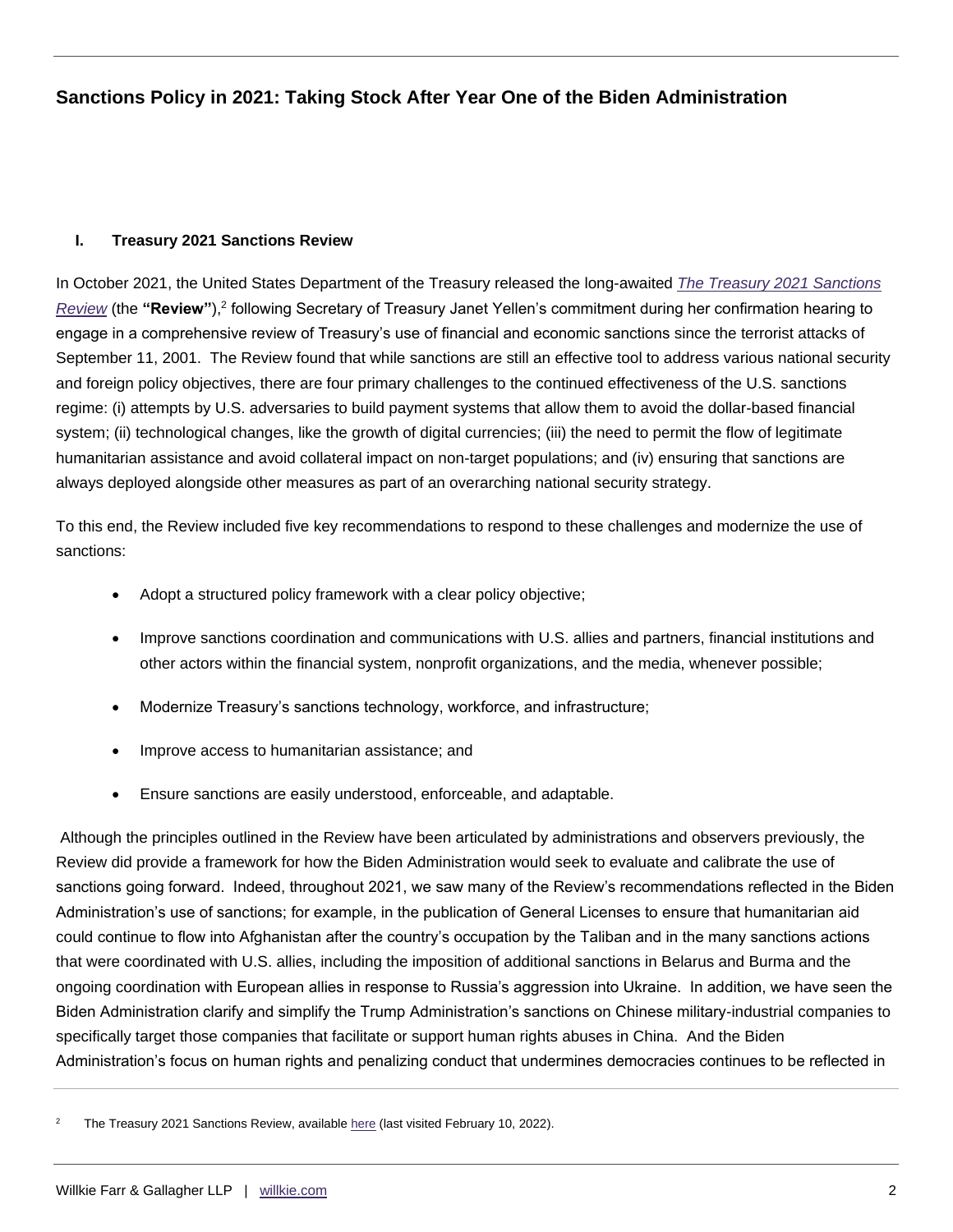## Sanctions Policy in 2021: Taking Stock After Year One of the Biden Administration

### I. Treasury 2021 Sanctions Review

In October 2021, the United States Department of the Treasury released the long-awaited *The Treasury 2021 Sanctions Review* (the **"Review"**),[2] following Secretary of Treasury Janet Yellen's commitment during her confirmation hearing to engage in a comprehensive review of Treasury's use of financial and economic sanctions since the terrorist attacks of September 11, 2001. The Review found that while sanctions are still an effective tool to address various national security and foreign policy objectives, there are four primary challenges to the continued effectiveness of the U.S. sanctions regime: (i) attempts by U.S. adversaries to build payment systems that allow them to avoid the dollar-based financial system; (ii) technological changes, like the growth of digital currencies; (iii) the need to permit the flow of legitimate humanitarian assistance and avoid collateral impact on non-target populations; and (iv) ensuring that sanctions are always deployed alongside other measures as part of an overarching national security strategy.

To this end, the Review included five key recommendations to respond to these challenges and modernize the use of sanctions:

- Adopt a structured policy framework with a clear policy objective;
- Improve sanctions coordination and communications with U.S. allies and partners, financial institutions and other actors within the financial system, nonprofit organizations, and the media, whenever possible;
- Modernize Treasury's sanctions technology, workforce, and infrastructure;
- Improve access to humanitarian assistance; and
- Ensure sanctions are easily understood, enforceable, and adaptable.

Although the principles outlined in the Review have been articulated by administrations and observers previously, the Review did provide a framework for how the Biden Administration would seek to evaluate and calibrate the use of sanctions going forward. Indeed, throughout 2021, we saw many of the Review's recommendations reflected in the Biden Administration's use of sanctions; for example, in the publication of General Licenses to ensure that humanitarian aid could continue to flow into Afghanistan after the country's occupation by the Taliban and in the many sanctions actions that were coordinated with U.S. allies, including the imposition of additional sanctions in Belarus and Burma and the ongoing coordination with European allies in response to Russia's aggression into Ukraine. In addition, we have seen the Biden Administration clarify and simplify the Trump Administration's sanctions on Chinese military-industrial companies to specifically target those companies that facilitate or support human rights abuses in China. And the Biden Administration's focus on human rights and penalizing conduct that undermines democracies continues to be reflected in

---

[2] The Treasury 2021 Sanctions Review, available here (last visited February 10, 2022).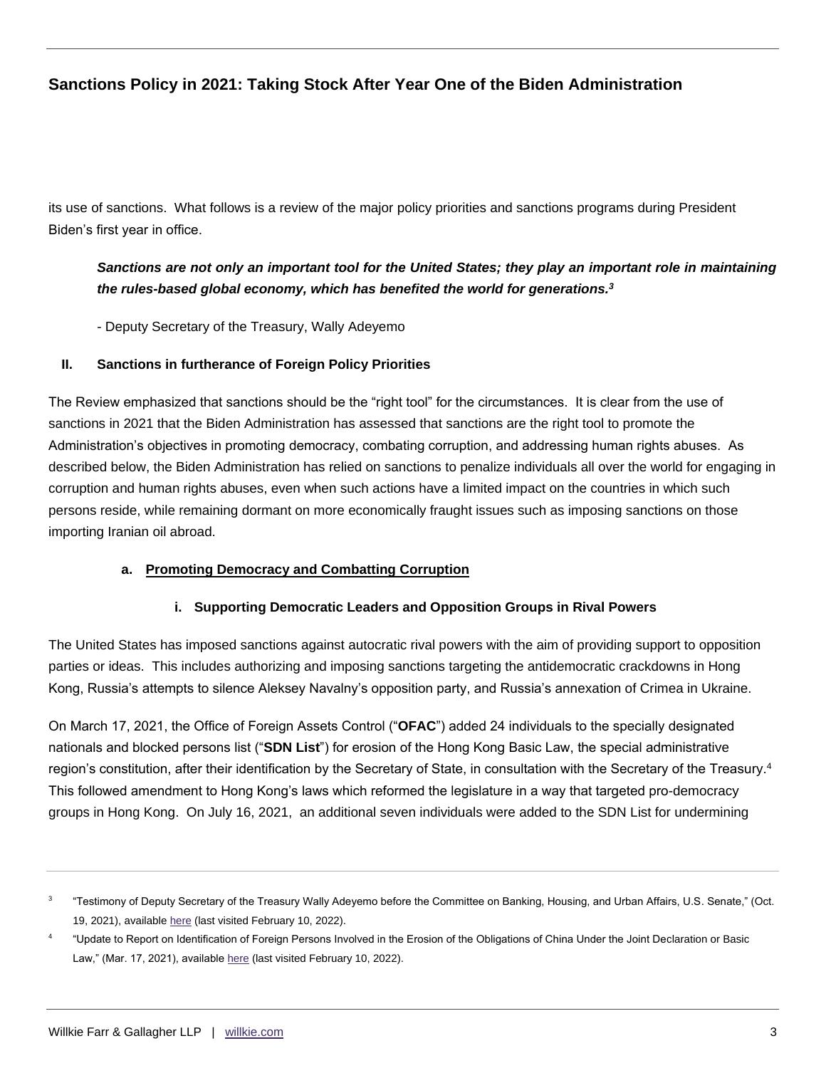its use of sanctions. What follows is a review of the major policy priorities and sanctions programs during President Biden's first year in office.

> ***Sanctions are not only an important tool for the United States; they play an important role in maintaining the rules-based global economy, which has benefited the world for generations.[3]***
>
> - Deputy Secretary of the Treasury, Wally Adeyemo

## II. Sanctions in furtherance of Foreign Policy Priorities

The Review emphasized that sanctions should be the "right tool" for the circumstances. It is clear from the use of sanctions in 2021 that the Biden Administration has assessed that sanctions are the right tool to promote the Administration's objectives in promoting democracy, combating corruption, and addressing human rights abuses. As described below, the Biden Administration has relied on sanctions to penalize individuals all over the world for engaging in corruption and human rights abuses, even when such actions have a limited impact on the countries in which such persons reside, while remaining dormant on more economically fraught issues such as imposing sanctions on those importing Iranian oil abroad.

### a. Promoting Democracy and Combatting Corruption

#### i. Supporting Democratic Leaders and Opposition Groups in Rival Powers

The United States has imposed sanctions against autocratic rival powers with the aim of providing support to opposition parties or ideas. This includes authorizing and imposing sanctions targeting the antidemocratic crackdowns in Hong Kong, Russia's attempts to silence Aleksey Navalny's opposition party, and Russia's annexation of Crimea in Ukraine.

On March 17, 2021, the Office of Foreign Assets Control ("**OFAC**") added 24 individuals to the specially designated nationals and blocked persons list ("**SDN List**") for erosion of the Hong Kong Basic Law, the special administrative region's constitution, after their identification by the Secretary of State, in consultation with the Secretary of the Treasury.[4] This followed amendment to Hong Kong's laws which reformed the legislature in a way that targeted pro-democracy groups in Hong Kong. On July 16, 2021, an additional seven individuals were added to the SDN List for undermining

---

[3] "Testimony of Deputy Secretary of the Treasury Wally Adeyemo before the Committee on Banking, Housing, and Urban Affairs, U.S. Senate," (Oct. 19, 2021), available here (last visited February 10, 2022).

[4] "Update to Report on Identification of Foreign Persons Involved in the Erosion of the Obligations of China Under the Joint Declaration or Basic Law," (Mar. 17, 2021), available here (last visited February 10, 2022).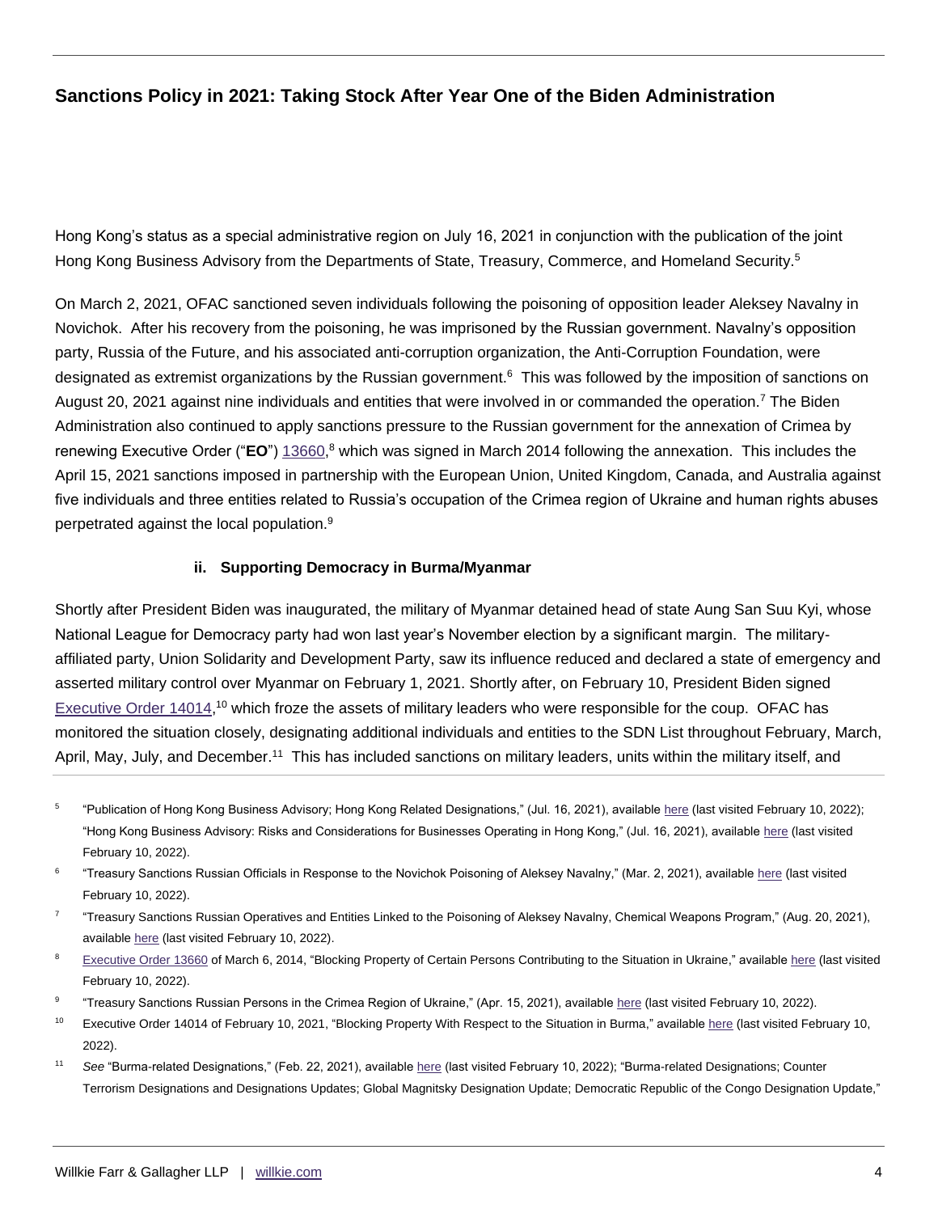Hong Kong's status as a special administrative region on July 16, 2021 in conjunction with the publication of the joint Hong Kong Business Advisory from the Departments of State, Treasury, Commerce, and Homeland Security.[5]

On March 2, 2021, OFAC sanctioned seven individuals following the poisoning of opposition leader Aleksey Navalny in Novichok. After his recovery from the poisoning, he was imprisoned by the Russian government. Navalny's opposition party, Russia of the Future, and his associated anti-corruption organization, the Anti-Corruption Foundation, were designated as extremist organizations by the Russian government.[6] This was followed by the imposition of sanctions on August 20, 2021 against nine individuals and entities that were involved in or commanded the operation.[7] The Biden Administration also continued to apply sanctions pressure to the Russian government for the annexation of Crimea by renewing Executive Order ("**EO**") 13660,[8] which was signed in March 2014 following the annexation. This includes the April 15, 2021 sanctions imposed in partnership with the European Union, United Kingdom, Canada, and Australia against five individuals and three entities related to Russia's occupation of the Crimea region of Ukraine and human rights abuses perpetrated against the local population.[9]

#### ii. Supporting Democracy in Burma/Myanmar

Shortly after President Biden was inaugurated, the military of Myanmar detained head of state Aung San Suu Kyi, whose National League for Democracy party had won last year's November election by a significant margin. The military-affiliated party, Union Solidarity and Development Party, saw its influence reduced and declared a state of emergency and asserted military control over Myanmar on February 1, 2021. Shortly after, on February 10, President Biden signed Executive Order 14014,[10] which froze the assets of military leaders who were responsible for the coup. OFAC has monitored the situation closely, designating additional individuals and entities to the SDN List throughout February, March, April, May, July, and December.[11] This has included sanctions on military leaders, units within the military itself, and

---

[5] "Publication of Hong Kong Business Advisory; Hong Kong Related Designations," (Jul. 16, 2021), available here (last visited February 10, 2022); "Hong Kong Business Advisory: Risks and Considerations for Businesses Operating in Hong Kong," (Jul. 16, 2021), available here (last visited February 10, 2022).

[6] "Treasury Sanctions Russian Officials in Response to the Novichok Poisoning of Aleksey Navalny," (Mar. 2, 2021), available here (last visited February 10, 2022).

[7] "Treasury Sanctions Russian Operatives and Entities Linked to the Poisoning of Aleksey Navalny, Chemical Weapons Program," (Aug. 20, 2021), available here (last visited February 10, 2022).

[8] Executive Order 13660 of March 6, 2014, "Blocking Property of Certain Persons Contributing to the Situation in Ukraine," available here (last visited February 10, 2022).

[9] "Treasury Sanctions Russian Persons in the Crimea Region of Ukraine," (Apr. 15, 2021), available here (last visited February 10, 2022).

[10] Executive Order 14014 of February 10, 2021, "Blocking Property With Respect to the Situation in Burma," available here (last visited February 10, 2022).

[11] *See* "Burma-related Designations," (Feb. 22, 2021), available here (last visited February 10, 2022); "Burma-related Designations; Counter Terrorism Designations and Designations Updates; Global Magnitsky Designation Update; Democratic Republic of the Congo Designation Update,"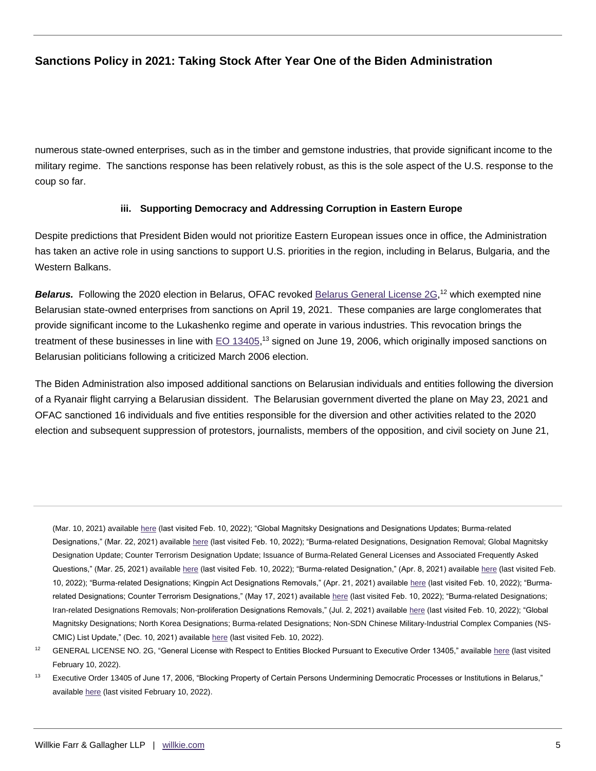numerous state-owned enterprises, such as in the timber and gemstone industries, that provide significant income to the military regime. The sanctions response has been relatively robust, as this is the sole aspect of the U.S. response to the coup so far.

### iii. Supporting Democracy and Addressing Corruption in Eastern Europe

Despite predictions that President Biden would not prioritize Eastern European issues once in office, the Administration has taken an active role in using sanctions to support U.S. priorities in the region, including in Belarus, Bulgaria, and the Western Balkans.

***Belarus.*** Following the 2020 election in Belarus, OFAC revoked [Belarus General License 2G](),[12] which exempted nine Belarusian state-owned enterprises from sanctions on April 19, 2021. These companies are large conglomerates that provide significant income to the Lukashenko regime and operate in various industries. This revocation brings the treatment of these businesses in line with [EO 13405](),[13] signed on June 19, 2006, which originally imposed sanctions on Belarusian politicians following a criticized March 2006 election.

The Biden Administration also imposed additional sanctions on Belarusian individuals and entities following the diversion of a Ryanair flight carrying a Belarusian dissident. The Belarusian government diverted the plane on May 23, 2021 and OFAC sanctioned 16 individuals and five entities responsible for the diversion and other activities related to the 2020 election and subsequent suppression of protestors, journalists, members of the opposition, and civil society on June 21,

---

(Mar. 10, 2021) available [here]() (last visited Feb. 10, 2022); "Global Magnitsky Designations and Designations Updates; Burma-related Designations," (Mar. 22, 2021) available [here]() (last visited Feb. 10, 2022); "Burma-related Designations, Designation Removal; Global Magnitsky Designation Update; Counter Terrorism Designation Update; Issuance of Burma-Related General Licenses and Associated Frequently Asked Questions," (Mar. 25, 2021) available [here]() (last visited Feb. 10, 2022); "Burma-related Designation," (Apr. 8, 2021) available [here]() (last visited Feb. 10, 2022); "Burma-related Designations; Kingpin Act Designations Removals," (Apr. 21, 2021) available [here]() (last visited Feb. 10, 2022); "Burma-related Designations; Counter Terrorism Designations," (May 17, 2021) available [here]() (last visited Feb. 10, 2022); "Burma-related Designations; Iran-related Designations Removals; Non-proliferation Designations Removals," (Jul. 2, 2021) available [here]() (last visited Feb. 10, 2022); "Global Magnitsky Designations; North Korea Designations; Burma-related Designations; Non-SDN Chinese Military-Industrial Complex Companies (NS-CMIC) List Update," (Dec. 10, 2021) available [here]() (last visited Feb. 10, 2022).

[12] GENERAL LICENSE NO. 2G, "General License with Respect to Entities Blocked Pursuant to Executive Order 13405," available [here]() (last visited February 10, 2022).

[13] Executive Order 13405 of June 17, 2006, "Blocking Property of Certain Persons Undermining Democratic Processes or Institutions in Belarus," available [here]() (last visited February 10, 2022).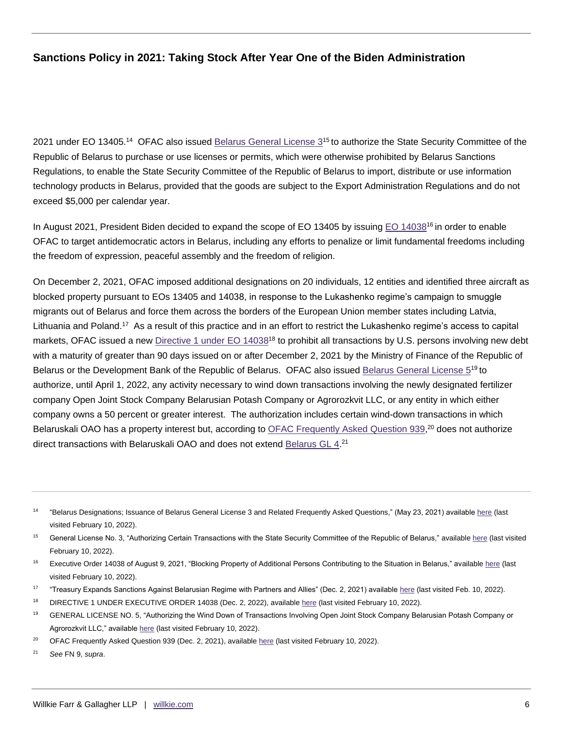2021 under EO 13405.[14] OFAC also issued Belarus General License 3[15] to authorize the State Security Committee of the Republic of Belarus to purchase or use licenses or permits, which were otherwise prohibited by Belarus Sanctions Regulations, to enable the State Security Committee of the Republic of Belarus to import, distribute or use information technology products in Belarus, provided that the goods are subject to the Export Administration Regulations and do not exceed $5,000 per calendar year.

In August 2021, President Biden decided to expand the scope of EO 13405 by issuing EO 14038[16] in order to enable OFAC to target antidemocratic actors in Belarus, including any efforts to penalize or limit fundamental freedoms including the freedom of expression, peaceful assembly and the freedom of religion.

On December 2, 2021, OFAC imposed additional designations on 20 individuals, 12 entities and identified three aircraft as blocked property pursuant to EOs 13405 and 14038, in response to the Lukashenko regime's campaign to smuggle migrants out of Belarus and force them across the borders of the European Union member states including Latvia, Lithuania and Poland.[17] As a result of this practice and in an effort to restrict the Lukashenko regime's access to capital markets, OFAC issued a new Directive 1 under EO 14038[18] to prohibit all transactions by U.S. persons involving new debt with a maturity of greater than 90 days issued on or after December 2, 2021 by the Ministry of Finance of the Republic of Belarus or the Development Bank of the Republic of Belarus. OFAC also issued Belarus General License 5[19] to authorize, until April 1, 2022, any activity necessary to wind down transactions involving the newly designated fertilizer company Open Joint Stock Company Belarusian Potash Company or Agrorozkvit LLC, or any entity in which either company owns a 50 percent or greater interest. The authorization includes certain wind-down transactions in which Belaruskali OAO has a property interest but, according to OFAC Frequently Asked Question 939,[20] does not authorize direct transactions with Belaruskali OAO and does not extend Belarus GL 4.[21]

---

[14] "Belarus Designations; Issuance of Belarus General License 3 and Related Frequently Asked Questions," (May 23, 2021) available here (last visited February 10, 2022).

[15] General License No. 3, "Authorizing Certain Transactions with the State Security Committee of the Republic of Belarus," available here (last visited February 10, 2022).

[16] Executive Order 14038 of August 9, 2021, "Blocking Property of Additional Persons Contributing to the Situation in Belarus," available here (last visited February 10, 2022).

[17] "Treasury Expands Sanctions Against Belarusian Regime with Partners and Allies" (Dec. 2, 2021) available here (last visited Feb. 10, 2022).

[18] DIRECTIVE 1 UNDER EXECUTIVE ORDER 14038 (Dec. 2, 2022), available here (last visited February 10, 2022).

[19] GENERAL LICENSE NO. 5, "Authorizing the Wind Down of Transactions Involving Open Joint Stock Company Belarusian Potash Company or Agrorozkvit LLC," available here (last visited February 10, 2022).

[20] OFAC Frequently Asked Question 939 (Dec. 2, 2021), available here (last visited February 10, 2022).

[21] *See* FN 9, *supra*.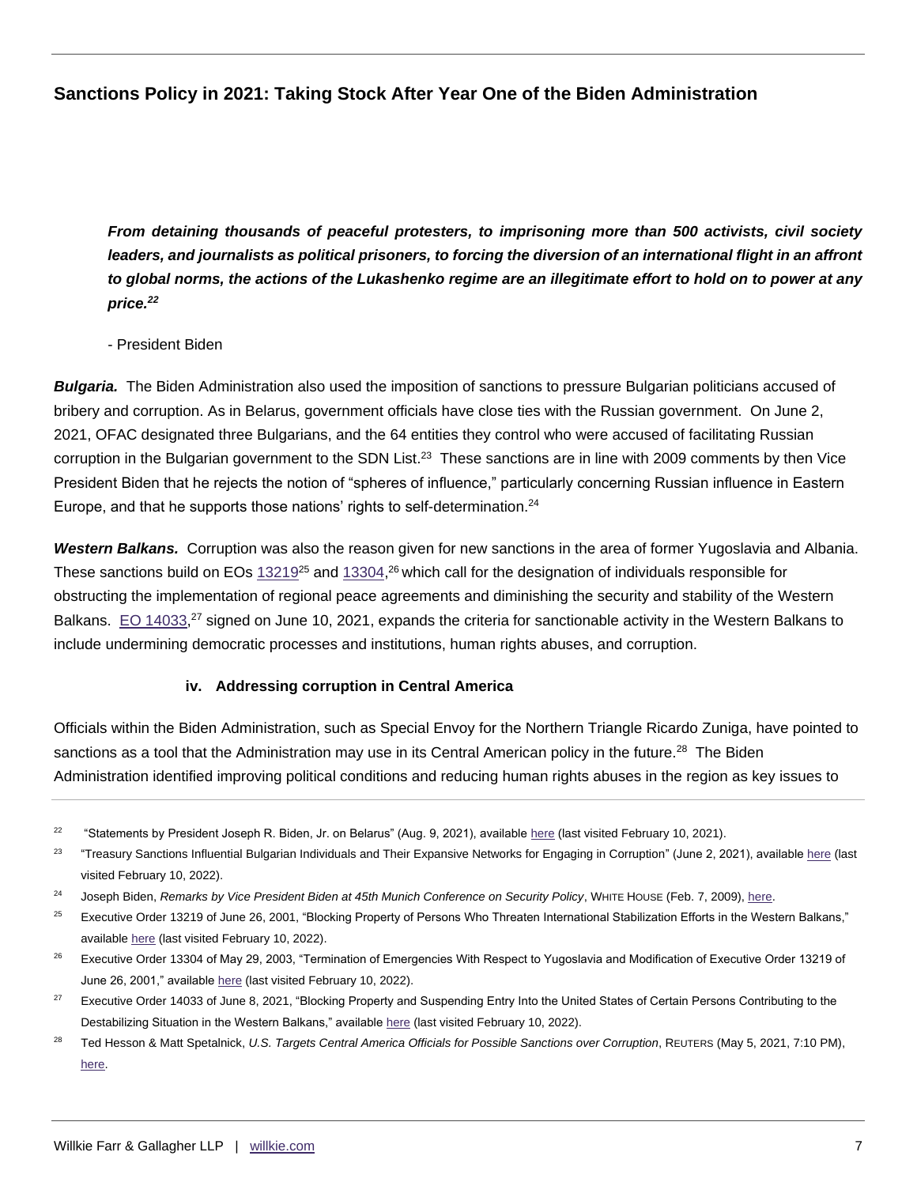> ***From detaining thousands of peaceful protesters, to imprisoning more than 500 activists, civil society leaders, and journalists as political prisoners, to forcing the diversion of an international flight in an affront to global norms, the actions of the Lukashenko regime are an illegitimate effort to hold on to power at any price.[22]***
>
> - President Biden

***Bulgaria.*** The Biden Administration also used the imposition of sanctions to pressure Bulgarian politicians accused of bribery and corruption. As in Belarus, government officials have close ties with the Russian government. On June 2, 2021, OFAC designated three Bulgarians, and the 64 entities they control who were accused of facilitating Russian corruption in the Bulgarian government to the SDN List.[23] These sanctions are in line with 2009 comments by then Vice President Biden that he rejects the notion of "spheres of influence," particularly concerning Russian influence in Eastern Europe, and that he supports those nations' rights to self-determination.[24]

***Western Balkans.*** Corruption was also the reason given for new sanctions in the area of former Yugoslavia and Albania. These sanctions build on EOs 13219[25] and 13304,[26] which call for the designation of individuals responsible for obstructing the implementation of regional peace agreements and diminishing the security and stability of the Western Balkans. EO 14033,[27] signed on June 10, 2021, expands the criteria for sanctionable activity in the Western Balkans to include undermining democratic processes and institutions, human rights abuses, and corruption.

#### iv. Addressing corruption in Central America

Officials within the Biden Administration, such as Special Envoy for the Northern Triangle Ricardo Zuniga, have pointed to sanctions as a tool that the Administration may use in its Central American policy in the future.[28] The Biden Administration identified improving political conditions and reducing human rights abuses in the region as key issues to

---

[22] "Statements by President Joseph R. Biden, Jr. on Belarus" (Aug. 9, 2021), available here (last visited February 10, 2021).

[23] "Treasury Sanctions Influential Bulgarian Individuals and Their Expansive Networks for Engaging in Corruption" (June 2, 2021), available here (last visited February 10, 2022).

[24] Joseph Biden, *Remarks by Vice President Biden at 45th Munich Conference on Security Policy*, WHITE HOUSE (Feb. 7, 2009), here.

[25] Executive Order 13219 of June 26, 2001, "Blocking Property of Persons Who Threaten International Stabilization Efforts in the Western Balkans," available here (last visited February 10, 2022).

[26] Executive Order 13304 of May 29, 2003, "Termination of Emergencies With Respect to Yugoslavia and Modification of Executive Order 13219 of June 26, 2001," available here (last visited February 10, 2022).

[27] Executive Order 14033 of June 8, 2021, "Blocking Property and Suspending Entry Into the United States of Certain Persons Contributing to the Destabilizing Situation in the Western Balkans," available here (last visited February 10, 2022).

[28] Ted Hesson & Matt Spetalnick, *U.S. Targets Central America Officials for Possible Sanctions over Corruption*, REUTERS (May 5, 2021, 7:10 PM), here.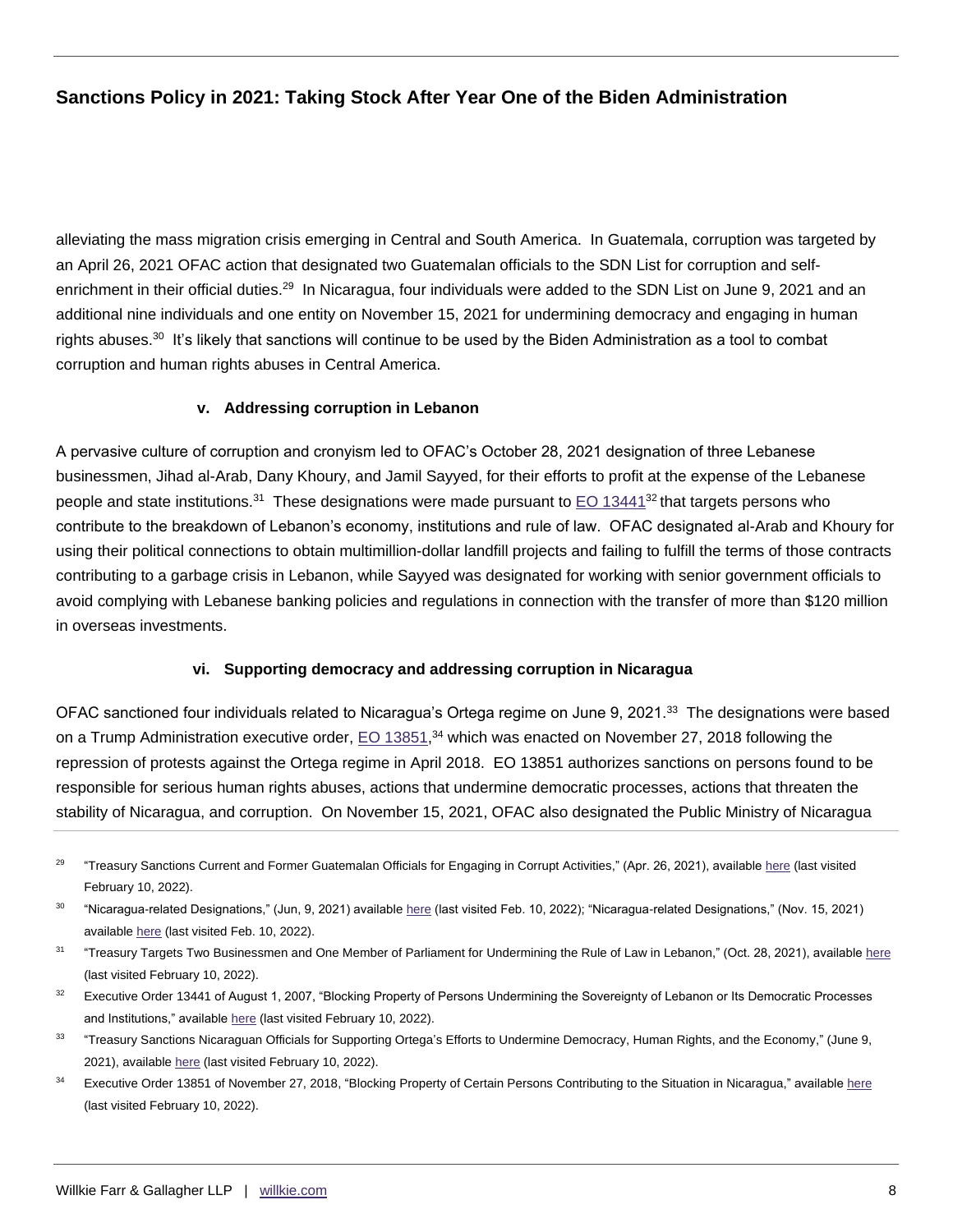alleviating the mass migration crisis emerging in Central and South America. In Guatemala, corruption was targeted by an April 26, 2021 OFAC action that designated two Guatemalan officials to the SDN List for corruption and self-enrichment in their official duties.[29] In Nicaragua, four individuals were added to the SDN List on June 9, 2021 and an additional nine individuals and one entity on November 15, 2021 for undermining democracy and engaging in human rights abuses.[30] It's likely that sanctions will continue to be used by the Biden Administration as a tool to combat corruption and human rights abuses in Central America.

#### v. Addressing corruption in Lebanon

A pervasive culture of corruption and cronyism led to OFAC's October 28, 2021 designation of three Lebanese businessmen, Jihad al-Arab, Dany Khoury, and Jamil Sayyed, for their efforts to profit at the expense of the Lebanese people and state institutions.[31] These designations were made pursuant to EO 13441[32] that targets persons who contribute to the breakdown of Lebanon's economy, institutions and rule of law. OFAC designated al-Arab and Khoury for using their political connections to obtain multimillion-dollar landfill projects and failing to fulfill the terms of those contracts contributing to a garbage crisis in Lebanon, while Sayyed was designated for working with senior government officials to avoid complying with Lebanese banking policies and regulations in connection with the transfer of more than $120 million in overseas investments.

#### vi. Supporting democracy and addressing corruption in Nicaragua

OFAC sanctioned four individuals related to Nicaragua's Ortega regime on June 9, 2021.[33] The designations were based on a Trump Administration executive order, EO 13851,[34] which was enacted on November 27, 2018 following the repression of protests against the Ortega regime in April 2018. EO 13851 authorizes sanctions on persons found to be responsible for serious human rights abuses, actions that undermine democratic processes, actions that threaten the stability of Nicaragua, and corruption. On November 15, 2021, OFAC also designated the Public Ministry of Nicaragua

---

[29] "Treasury Sanctions Current and Former Guatemalan Officials for Engaging in Corrupt Activities," (Apr. 26, 2021), available here (last visited February 10, 2022).

[30] "Nicaragua-related Designations," (Jun, 9, 2021) available here (last visited Feb. 10, 2022); "Nicaragua-related Designations," (Nov. 15, 2021) available here (last visited Feb. 10, 2022).

[31] "Treasury Targets Two Businessmen and One Member of Parliament for Undermining the Rule of Law in Lebanon," (Oct. 28, 2021), available here (last visited February 10, 2022).

[32] Executive Order 13441 of August 1, 2007, "Blocking Property of Persons Undermining the Sovereignty of Lebanon or Its Democratic Processes and Institutions," available here (last visited February 10, 2022).

[33] "Treasury Sanctions Nicaraguan Officials for Supporting Ortega's Efforts to Undermine Democracy, Human Rights, and the Economy," (June 9, 2021), available here (last visited February 10, 2022).

[34] Executive Order 13851 of November 27, 2018, "Blocking Property of Certain Persons Contributing to the Situation in Nicaragua," available here (last visited February 10, 2022).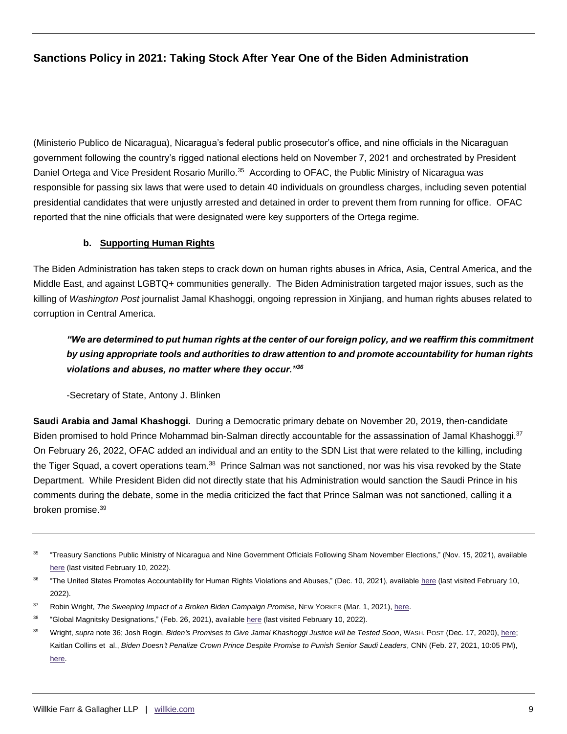(Ministerio Publico de Nicaragua), Nicaragua's federal public prosecutor's office, and nine officials in the Nicaraguan government following the country's rigged national elections held on November 7, 2021 and orchestrated by President Daniel Ortega and Vice President Rosario Murillo.[35] According to OFAC, the Public Ministry of Nicaragua was responsible for passing six laws that were used to detain 40 individuals on groundless charges, including seven potential presidential candidates that were unjustly arrested and detained in order to prevent them from running for office. OFAC reported that the nine officials that were designated were key supporters of the Ortega regime.

#### b. Supporting Human Rights

The Biden Administration has taken steps to crack down on human rights abuses in Africa, Asia, Central America, and the Middle East, and against LGBTQ+ communities generally. The Biden Administration targeted major issues, such as the killing of *Washington Post* journalist Jamal Khashoggi, ongoing repression in Xinjiang, and human rights abuses related to corruption in Central America.

> ***"We are determined to put human rights at the center of our foreign policy, and we reaffirm this commitment by using appropriate tools and authorities to draw attention to and promote accountability for human rights violations and abuses, no matter where they occur."[36]***
>
> -Secretary of State, Antony J. Blinken

**Saudi Arabia and Jamal Khashoggi.** During a Democratic primary debate on November 20, 2019, then-candidate Biden promised to hold Prince Mohammad bin-Salman directly accountable for the assassination of Jamal Khashoggi.[37] On February 26, 2022, OFAC added an individual and an entity to the SDN List that were related to the killing, including the Tiger Squad, a covert operations team.[38] Prince Salman was not sanctioned, nor was his visa revoked by the State Department. While President Biden did not directly state that his Administration would sanction the Saudi Prince in his comments during the debate, some in the media criticized the fact that Prince Salman was not sanctioned, calling it a broken promise.[39]

---

[35] "Treasury Sanctions Public Ministry of Nicaragua and Nine Government Officials Following Sham November Elections," (Nov. 15, 2021), available here (last visited February 10, 2022).

[36] "The United States Promotes Accountability for Human Rights Violations and Abuses," (Dec. 10, 2021), available here (last visited February 10, 2022).

[37] Robin Wright, *The Sweeping Impact of a Broken Biden Campaign Promise*, NEW YORKER (Mar. 1, 2021), here.

[38] "Global Magnitsky Designations," (Feb. 26, 2021), available here (last visited February 10, 2022).

[39] Wright, *supra* note 36; Josh Rogin, *Biden's Promises to Give Jamal Khashoggi Justice will be Tested Soon*, WASH. POST (Dec. 17, 2020), here; Kaitlan Collins et al., *Biden Doesn't Penalize Crown Prince Despite Promise to Punish Senior Saudi Leaders*, CNN (Feb. 27, 2021, 10:05 PM), here.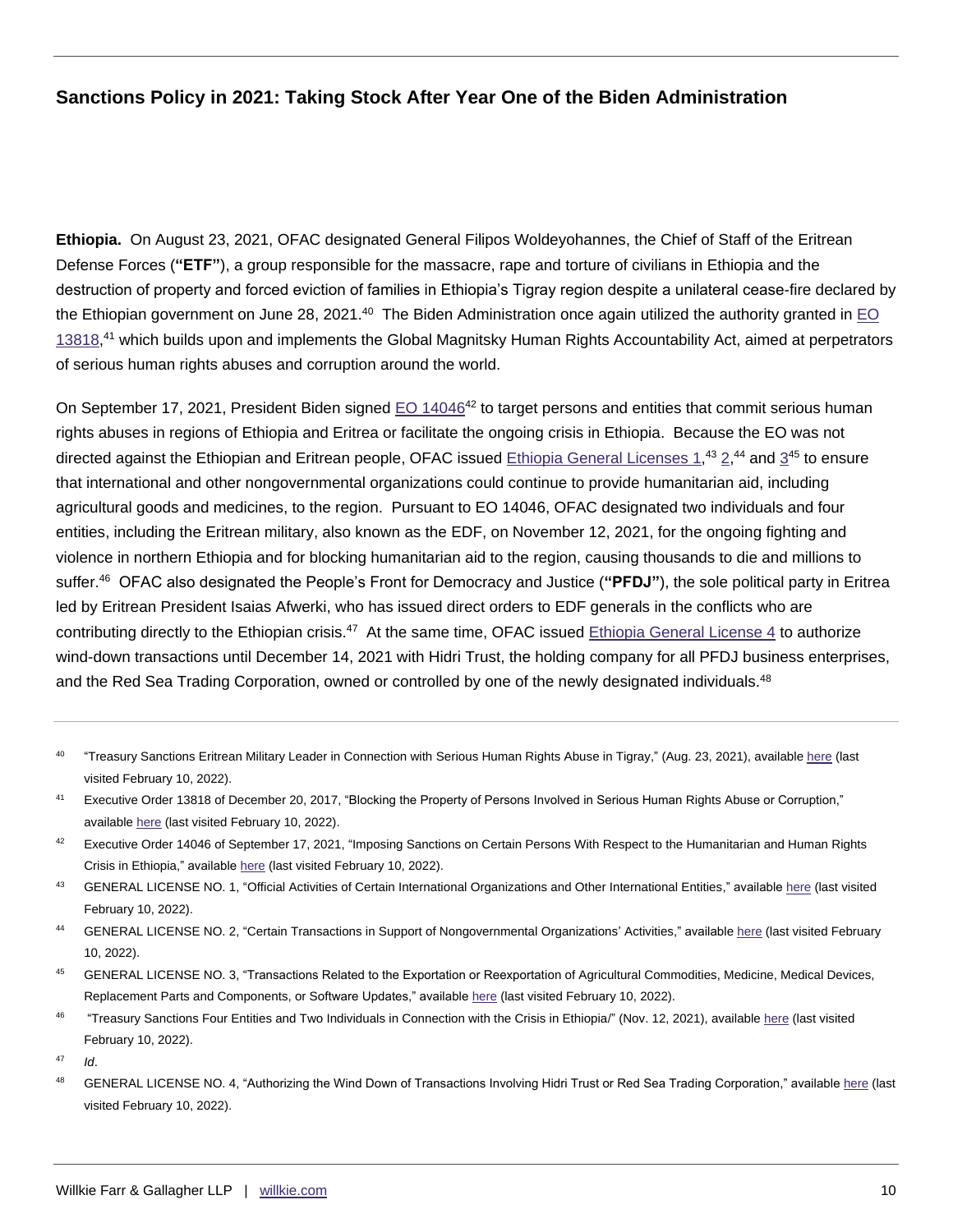**Ethiopia.** On August 23, 2021, OFAC designated General Filipos Woldeyohannes, the Chief of Staff of the Eritrean Defense Forces (**"ETF"**), a group responsible for the massacre, rape and torture of civilians in Ethiopia and the destruction of property and forced eviction of families in Ethiopia's Tigray region despite a unilateral cease-fire declared by the Ethiopian government on June 28, 2021.[40] The Biden Administration once again utilized the authority granted in EO 13818,[41] which builds upon and implements the Global Magnitsky Human Rights Accountability Act, aimed at perpetrators of serious human rights abuses and corruption around the world.

On September 17, 2021, President Biden signed EO 14046[42] to target persons and entities that commit serious human rights abuses in regions of Ethiopia and Eritrea or facilitate the ongoing crisis in Ethiopia. Because the EO was not directed against the Ethiopian and Eritrean people, OFAC issued Ethiopia General Licenses 1,[43] 2,[44] and 3[45] to ensure that international and other nongovernmental organizations could continue to provide humanitarian aid, including agricultural goods and medicines, to the region. Pursuant to EO 14046, OFAC designated two individuals and four entities, including the Eritrean military, also known as the EDF, on November 12, 2021, for the ongoing fighting and violence in northern Ethiopia and for blocking humanitarian aid to the region, causing thousands to die and millions to suffer.[46] OFAC also designated the People's Front for Democracy and Justice (**"PFDJ"**), the sole political party in Eritrea led by Eritrean President Isaias Afwerki, who has issued direct orders to EDF generals in the conflicts who are contributing directly to the Ethiopian crisis.[47] At the same time, OFAC issued Ethiopia General License 4 to authorize wind-down transactions until December 14, 2021 with Hidri Trust, the holding company for all PFDJ business enterprises, and the Red Sea Trading Corporation, owned or controlled by one of the newly designated individuals.[48]

---

[40] "Treasury Sanctions Eritrean Military Leader in Connection with Serious Human Rights Abuse in Tigray," (Aug. 23, 2021), available here (last visited February 10, 2022).

[41] Executive Order 13818 of December 20, 2017, "Blocking the Property of Persons Involved in Serious Human Rights Abuse or Corruption," available here (last visited February 10, 2022).

[42] Executive Order 14046 of September 17, 2021, "Imposing Sanctions on Certain Persons With Respect to the Humanitarian and Human Rights Crisis in Ethiopia," available here (last visited February 10, 2022).

[43] GENERAL LICENSE NO. 1, "Official Activities of Certain International Organizations and Other International Entities," available here (last visited February 10, 2022).

[44] GENERAL LICENSE NO. 2, "Certain Transactions in Support of Nongovernmental Organizations' Activities," available here (last visited February 10, 2022).

[45] GENERAL LICENSE NO. 3, "Transactions Related to the Exportation or Reexportation of Agricultural Commodities, Medicine, Medical Devices, Replacement Parts and Components, or Software Updates," available here (last visited February 10, 2022).

[46] "Treasury Sanctions Four Entities and Two Individuals in Connection with the Crisis in Ethiopia/" (Nov. 12, 2021), available here (last visited February 10, 2022).

[47] *Id*.

[48] GENERAL LICENSE NO. 4, "Authorizing the Wind Down of Transactions Involving Hidri Trust or Red Sea Trading Corporation," available here (last visited February 10, 2022).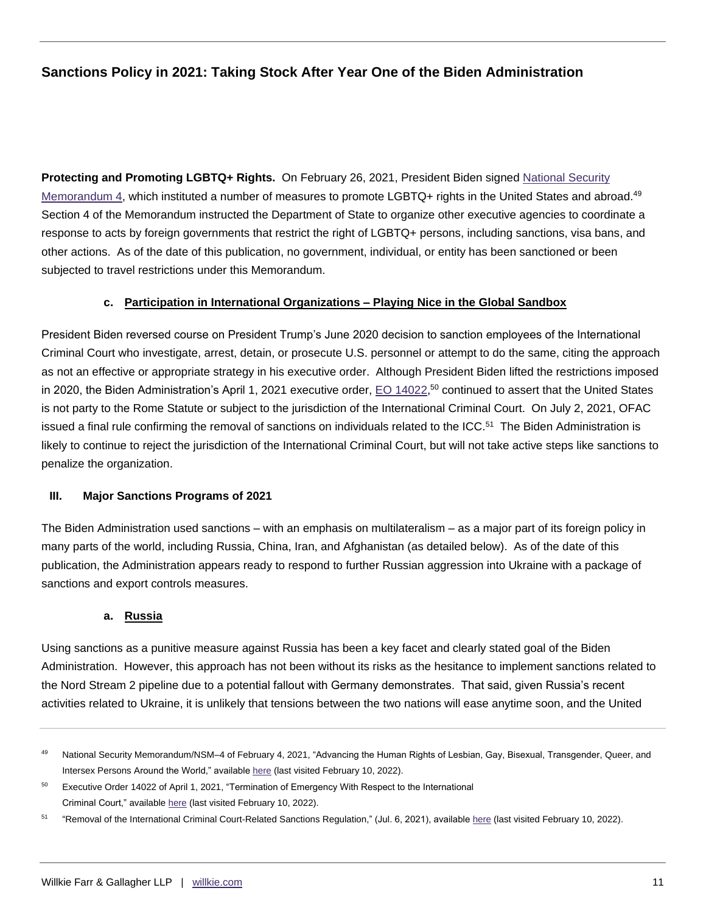**Protecting and Promoting LGBTQ+ Rights.** On February 26, 2021, President Biden signed National Security Memorandum 4, which instituted a number of measures to promote LGBTQ+ rights in the United States and abroad.[49] Section 4 of the Memorandum instructed the Department of State to organize other executive agencies to coordinate a response to acts by foreign governments that restrict the right of LGBTQ+ persons, including sanctions, visa bans, and other actions. As of the date of this publication, no government, individual, or entity has been sanctioned or been subjected to travel restrictions under this Memorandum.

#### c. Participation in International Organizations – Playing Nice in the Global Sandbox

President Biden reversed course on President Trump's June 2020 decision to sanction employees of the International Criminal Court who investigate, arrest, detain, or prosecute U.S. personnel or attempt to do the same, citing the approach as not an effective or appropriate strategy in his executive order. Although President Biden lifted the restrictions imposed in 2020, the Biden Administration's April 1, 2021 executive order, EO 14022,[50] continued to assert that the United States is not party to the Rome Statute or subject to the jurisdiction of the International Criminal Court. On July 2, 2021, OFAC issued a final rule confirming the removal of sanctions on individuals related to the ICC.[51] The Biden Administration is likely to continue to reject the jurisdiction of the International Criminal Court, but will not take active steps like sanctions to penalize the organization.

## III. Major Sanctions Programs of 2021

The Biden Administration used sanctions – with an emphasis on multilateralism – as a major part of its foreign policy in many parts of the world, including Russia, China, Iran, and Afghanistan (as detailed below). As of the date of this publication, the Administration appears ready to respond to further Russian aggression into Ukraine with a package of sanctions and export controls measures.

#### a. Russia

Using sanctions as a punitive measure against Russia has been a key facet and clearly stated goal of the Biden Administration. However, this approach has not been without its risks as the hesitance to implement sanctions related to the Nord Stream 2 pipeline due to a potential fallout with Germany demonstrates. That said, given Russia's recent activities related to Ukraine, it is unlikely that tensions between the two nations will ease anytime soon, and the United

---

[49] National Security Memorandum/NSM–4 of February 4, 2021, "Advancing the Human Rights of Lesbian, Gay, Bisexual, Transgender, Queer, and Intersex Persons Around the World," available here (last visited February 10, 2022).

[50] Executive Order 14022 of April 1, 2021, "Termination of Emergency With Respect to the International Criminal Court," available here (last visited February 10, 2022).

[51] "Removal of the International Criminal Court-Related Sanctions Regulation," (Jul. 6, 2021), available here (last visited February 10, 2022).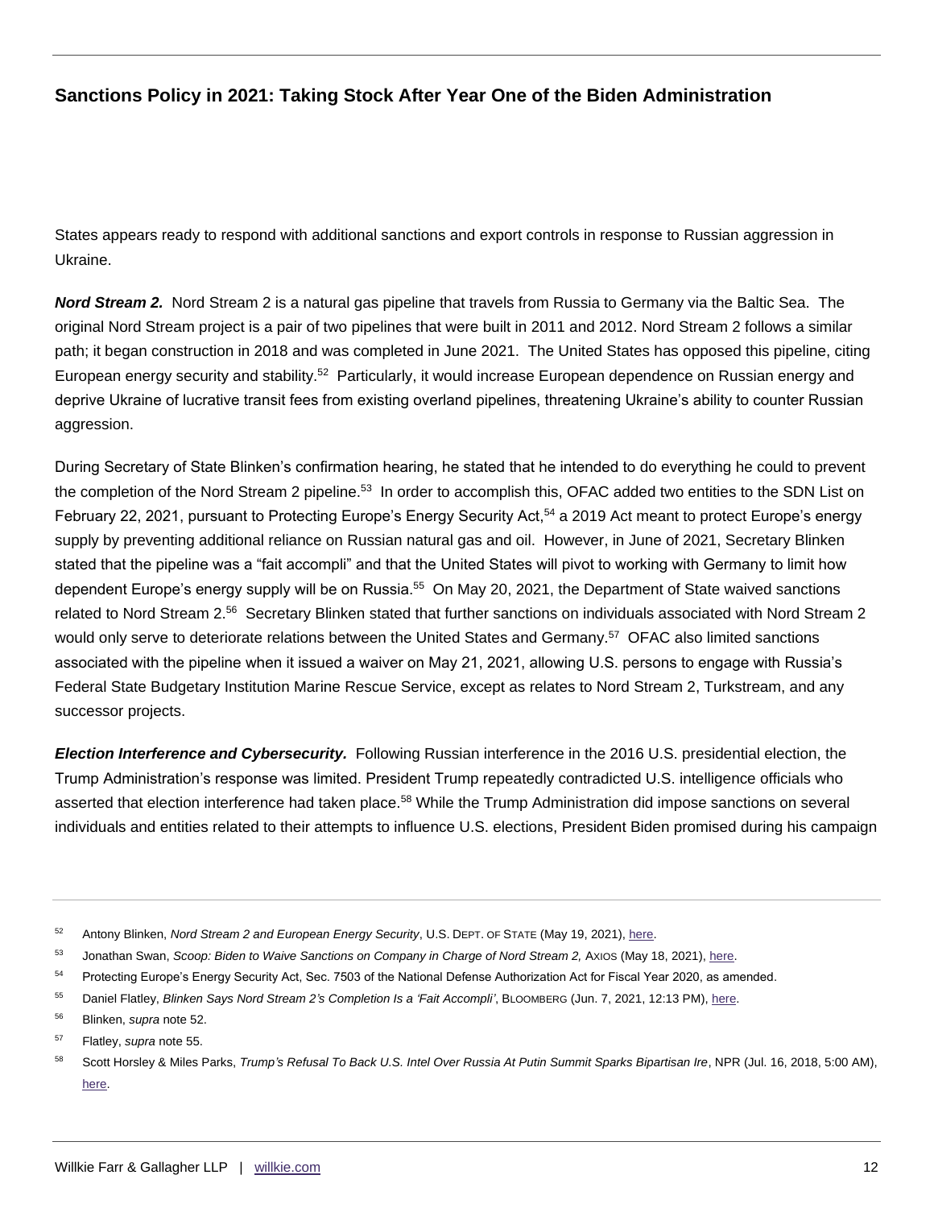States appears ready to respond with additional sanctions and export controls in response to Russian aggression in Ukraine.

***Nord Stream 2.*** Nord Stream 2 is a natural gas pipeline that travels from Russia to Germany via the Baltic Sea. The original Nord Stream project is a pair of two pipelines that were built in 2011 and 2012. Nord Stream 2 follows a similar path; it began construction in 2018 and was completed in June 2021. The United States has opposed this pipeline, citing European energy security and stability.[52] Particularly, it would increase European dependence on Russian energy and deprive Ukraine of lucrative transit fees from existing overland pipelines, threatening Ukraine's ability to counter Russian aggression.

During Secretary of State Blinken's confirmation hearing, he stated that he intended to do everything he could to prevent the completion of the Nord Stream 2 pipeline.[53] In order to accomplish this, OFAC added two entities to the SDN List on February 22, 2021, pursuant to Protecting Europe's Energy Security Act,[54] a 2019 Act meant to protect Europe's energy supply by preventing additional reliance on Russian natural gas and oil. However, in June of 2021, Secretary Blinken stated that the pipeline was a "fait accompli" and that the United States will pivot to working with Germany to limit how dependent Europe's energy supply will be on Russia.[55] On May 20, 2021, the Department of State waived sanctions related to Nord Stream 2.[56] Secretary Blinken stated that further sanctions on individuals associated with Nord Stream 2 would only serve to deteriorate relations between the United States and Germany.[57] OFAC also limited sanctions associated with the pipeline when it issued a waiver on May 21, 2021, allowing U.S. persons to engage with Russia's Federal State Budgetary Institution Marine Rescue Service, except as relates to Nord Stream 2, Turkstream, and any successor projects.

***Election Interference and Cybersecurity.*** Following Russian interference in the 2016 U.S. presidential election, the Trump Administration's response was limited. President Trump repeatedly contradicted U.S. intelligence officials who asserted that election interference had taken place.[58] While the Trump Administration did impose sanctions on several individuals and entities related to their attempts to influence U.S. elections, President Biden promised during his campaign

---

[52] Antony Blinken, *Nord Stream 2 and European Energy Security*, U.S. DEPT. OF STATE (May 19, 2021), here.

[53] Jonathan Swan, *Scoop: Biden to Waive Sanctions on Company in Charge of Nord Stream 2,* AXIOS (May 18, 2021), here.

[54] Protecting Europe's Energy Security Act, Sec. 7503 of the National Defense Authorization Act for Fiscal Year 2020, as amended.

[55] Daniel Flatley, *Blinken Says Nord Stream 2's Completion Is a 'Fait Accompli'*, BLOOMBERG (Jun. 7, 2021, 12:13 PM), here.

[56] Blinken, *supra* note 52.

[57] Flatley, *supra* note 55.

[58] Scott Horsley & Miles Parks, *Trump's Refusal To Back U.S. Intel Over Russia At Putin Summit Sparks Bipartisan Ire*, NPR (Jul. 16, 2018, 5:00 AM), here.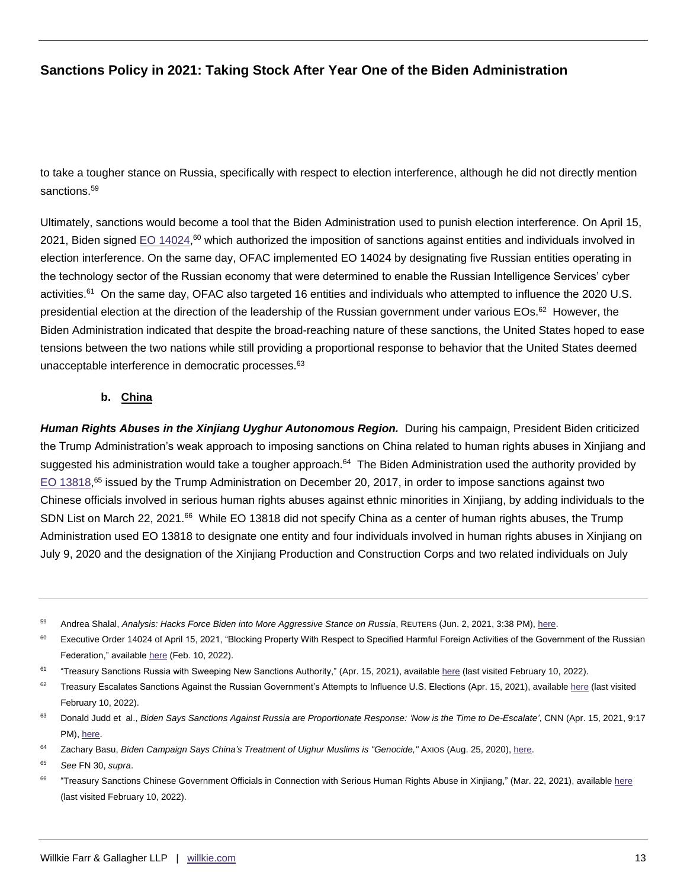to take a tougher stance on Russia, specifically with respect to election interference, although he did not directly mention sanctions.[59]

Ultimately, sanctions would become a tool that the Biden Administration used to punish election interference. On April 15, 2021, Biden signed EO 14024,[60] which authorized the imposition of sanctions against entities and individuals involved in election interference. On the same day, OFAC implemented EO 14024 by designating five Russian entities operating in the technology sector of the Russian economy that were determined to enable the Russian Intelligence Services' cyber activities.[61] On the same day, OFAC also targeted 16 entities and individuals who attempted to influence the 2020 U.S. presidential election at the direction of the leadership of the Russian government under various EOs.[62] However, the Biden Administration indicated that despite the broad-reaching nature of these sanctions, the United States hoped to ease tensions between the two nations while still providing a proportional response to behavior that the United States deemed unacceptable interference in democratic processes.[63]

### b. China

***Human Rights Abuses in the Xinjiang Uyghur Autonomous Region.*** During his campaign, President Biden criticized the Trump Administration's weak approach to imposing sanctions on China related to human rights abuses in Xinjiang and suggested his administration would take a tougher approach.[64] The Biden Administration used the authority provided by EO 13818,[65] issued by the Trump Administration on December 20, 2017, in order to impose sanctions against two Chinese officials involved in serious human rights abuses against ethnic minorities in Xinjiang, by adding individuals to the SDN List on March 22, 2021.[66] While EO 13818 did not specify China as a center of human rights abuses, the Trump Administration used EO 13818 to designate one entity and four individuals involved in human rights abuses in Xinjiang on July 9, 2020 and the designation of the Xinjiang Production and Construction Corps and two related individuals on July

---

[59] Andrea Shalal, *Analysis: Hacks Force Biden into More Aggressive Stance on Russia*, REUTERS (Jun. 2, 2021, 3:38 PM), here.

[60] Executive Order 14024 of April 15, 2021, "Blocking Property With Respect to Specified Harmful Foreign Activities of the Government of the Russian Federation," available here (Feb. 10, 2022).

[61] "Treasury Sanctions Russia with Sweeping New Sanctions Authority," (Apr. 15, 2021), available here (last visited February 10, 2022).

[62] Treasury Escalates Sanctions Against the Russian Government's Attempts to Influence U.S. Elections (Apr. 15, 2021), available here (last visited February 10, 2022).

[63] Donald Judd et al., *Biden Says Sanctions Against Russia are Proportionate Response: 'Now is the Time to De-Escalate'*, CNN (Apr. 15, 2021, 9:17 PM), here.

[64] Zachary Basu, *Biden Campaign Says China's Treatment of Uighur Muslims is "Genocide,"* AXIOS (Aug. 25, 2020), here.

[65] *See* FN 30, *supra*.

[66] "Treasury Sanctions Chinese Government Officials in Connection with Serious Human Rights Abuse in Xinjiang," (Mar. 22, 2021), available here (last visited February 10, 2022).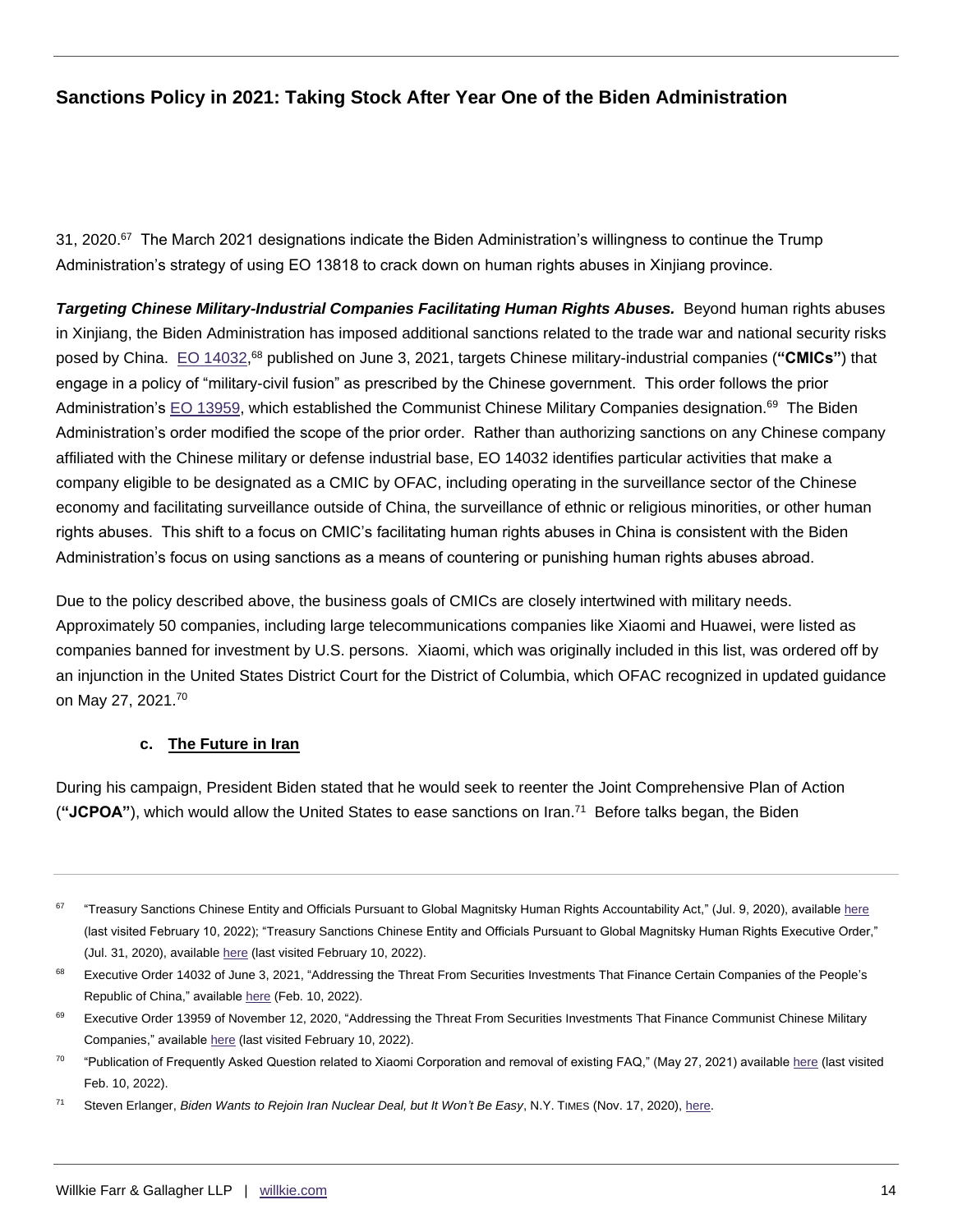31, 2020.[67] The March 2021 designations indicate the Biden Administration's willingness to continue the Trump Administration's strategy of using EO 13818 to crack down on human rights abuses in Xinjiang province.

***Targeting Chinese Military-Industrial Companies Facilitating Human Rights Abuses.*** Beyond human rights abuses in Xinjiang, the Biden Administration has imposed additional sanctions related to the trade war and national security risks posed by China. [EO 14032](),[68] published on June 3, 2021, targets Chinese military-industrial companies (**"CMICs"**) that engage in a policy of "military-civil fusion" as prescribed by the Chinese government. This order follows the prior Administration's [EO 13959](), which established the Communist Chinese Military Companies designation.[69] The Biden Administration's order modified the scope of the prior order. Rather than authorizing sanctions on any Chinese company affiliated with the Chinese military or defense industrial base, EO 14032 identifies particular activities that make a company eligible to be designated as a CMIC by OFAC, including operating in the surveillance sector of the Chinese economy and facilitating surveillance outside of China, the surveillance of ethnic or religious minorities, or other human rights abuses. This shift to a focus on CMIC's facilitating human rights abuses in China is consistent with the Biden Administration's focus on using sanctions as a means of countering or punishing human rights abuses abroad.

Due to the policy described above, the business goals of CMICs are closely intertwined with military needs. Approximately 50 companies, including large telecommunications companies like Xiaomi and Huawei, were listed as companies banned for investment by U.S. persons. Xiaomi, which was originally included in this list, was ordered off by an injunction in the United States District Court for the District of Columbia, which OFAC recognized in updated guidance on May 27, 2021.[70]

### c. The Future in Iran

During his campaign, President Biden stated that he would seek to reenter the Joint Comprehensive Plan of Action (**"JCPOA"**), which would allow the United States to ease sanctions on Iran.[71] Before talks began, the Biden

---

[67] "Treasury Sanctions Chinese Entity and Officials Pursuant to Global Magnitsky Human Rights Accountability Act," (Jul. 9, 2020), available here (last visited February 10, 2022); "Treasury Sanctions Chinese Entity and Officials Pursuant to Global Magnitsky Human Rights Executive Order," (Jul. 31, 2020), available here (last visited February 10, 2022).

[68] Executive Order 14032 of June 3, 2021, "Addressing the Threat From Securities Investments That Finance Certain Companies of the People's Republic of China," available here (Feb. 10, 2022).

[69] Executive Order 13959 of November 12, 2020, "Addressing the Threat From Securities Investments That Finance Communist Chinese Military Companies," available here (last visited February 10, 2022).

[70] "Publication of Frequently Asked Question related to Xiaomi Corporation and removal of existing FAQ," (May 27, 2021) available here (last visited Feb. 10, 2022).

[71] Steven Erlanger, *Biden Wants to Rejoin Iran Nuclear Deal, but It Won't Be Easy*, N.Y. TIMES (Nov. 17, 2020), here.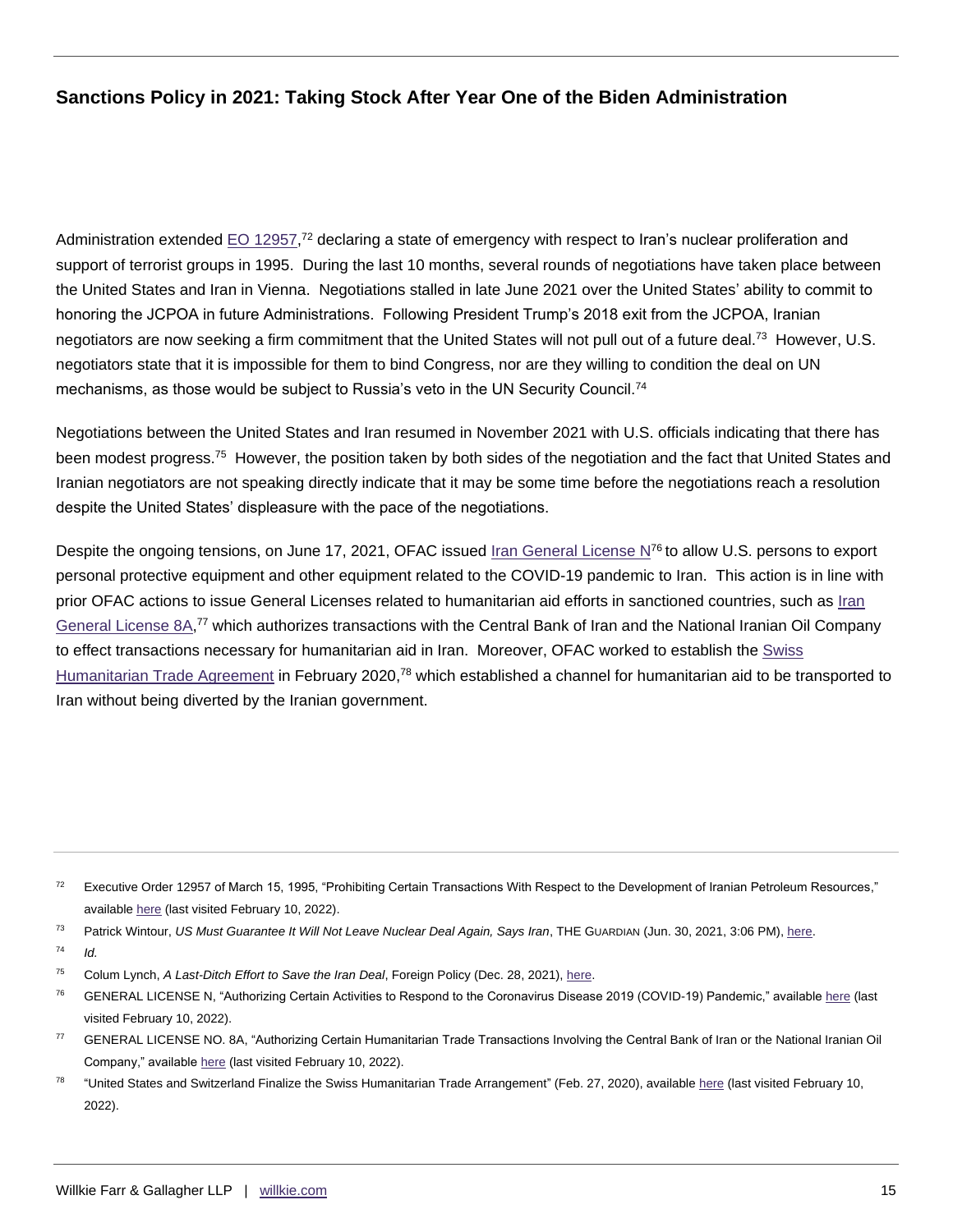Administration extended EO 12957,[72] declaring a state of emergency with respect to Iran's nuclear proliferation and support of terrorist groups in 1995. During the last 10 months, several rounds of negotiations have taken place between the United States and Iran in Vienna. Negotiations stalled in late June 2021 over the United States' ability to commit to honoring the JCPOA in future Administrations. Following President Trump's 2018 exit from the JCPOA, Iranian negotiators are now seeking a firm commitment that the United States will not pull out of a future deal.[73] However, U.S. negotiators state that it is impossible for them to bind Congress, nor are they willing to condition the deal on UN mechanisms, as those would be subject to Russia's veto in the UN Security Council.[74]

Negotiations between the United States and Iran resumed in November 2021 with U.S. officials indicating that there has been modest progress.[75] However, the position taken by both sides of the negotiation and the fact that United States and Iranian negotiators are not speaking directly indicate that it may be some time before the negotiations reach a resolution despite the United States' displeasure with the pace of the negotiations.

Despite the ongoing tensions, on June 17, 2021, OFAC issued Iran General License N[76] to allow U.S. persons to export personal protective equipment and other equipment related to the COVID-19 pandemic to Iran. This action is in line with prior OFAC actions to issue General Licenses related to humanitarian aid efforts in sanctioned countries, such as Iran General License 8A,[77] which authorizes transactions with the Central Bank of Iran and the National Iranian Oil Company to effect transactions necessary for humanitarian aid in Iran. Moreover, OFAC worked to establish the Swiss Humanitarian Trade Agreement in February 2020,[78] which established a channel for humanitarian aid to be transported to Iran without being diverted by the Iranian government.

---

[72] Executive Order 12957 of March 15, 1995, "Prohibiting Certain Transactions With Respect to the Development of Iranian Petroleum Resources," available here (last visited February 10, 2022).

[73] Patrick Wintour, *US Must Guarantee It Will Not Leave Nuclear Deal Again, Says Iran*, THE GUARDIAN (Jun. 30, 2021, 3:06 PM), here.

[74] *Id.*

[75] Colum Lynch, *A Last-Ditch Effort to Save the Iran Deal*, Foreign Policy (Dec. 28, 2021), here.

[76] GENERAL LICENSE N, "Authorizing Certain Activities to Respond to the Coronavirus Disease 2019 (COVID-19) Pandemic," available here (last visited February 10, 2022).

[77] GENERAL LICENSE NO. 8A, "Authorizing Certain Humanitarian Trade Transactions Involving the Central Bank of Iran or the National Iranian Oil Company," available here (last visited February 10, 2022).

[78] "United States and Switzerland Finalize the Swiss Humanitarian Trade Arrangement" (Feb. 27, 2020), available here (last visited February 10, 2022).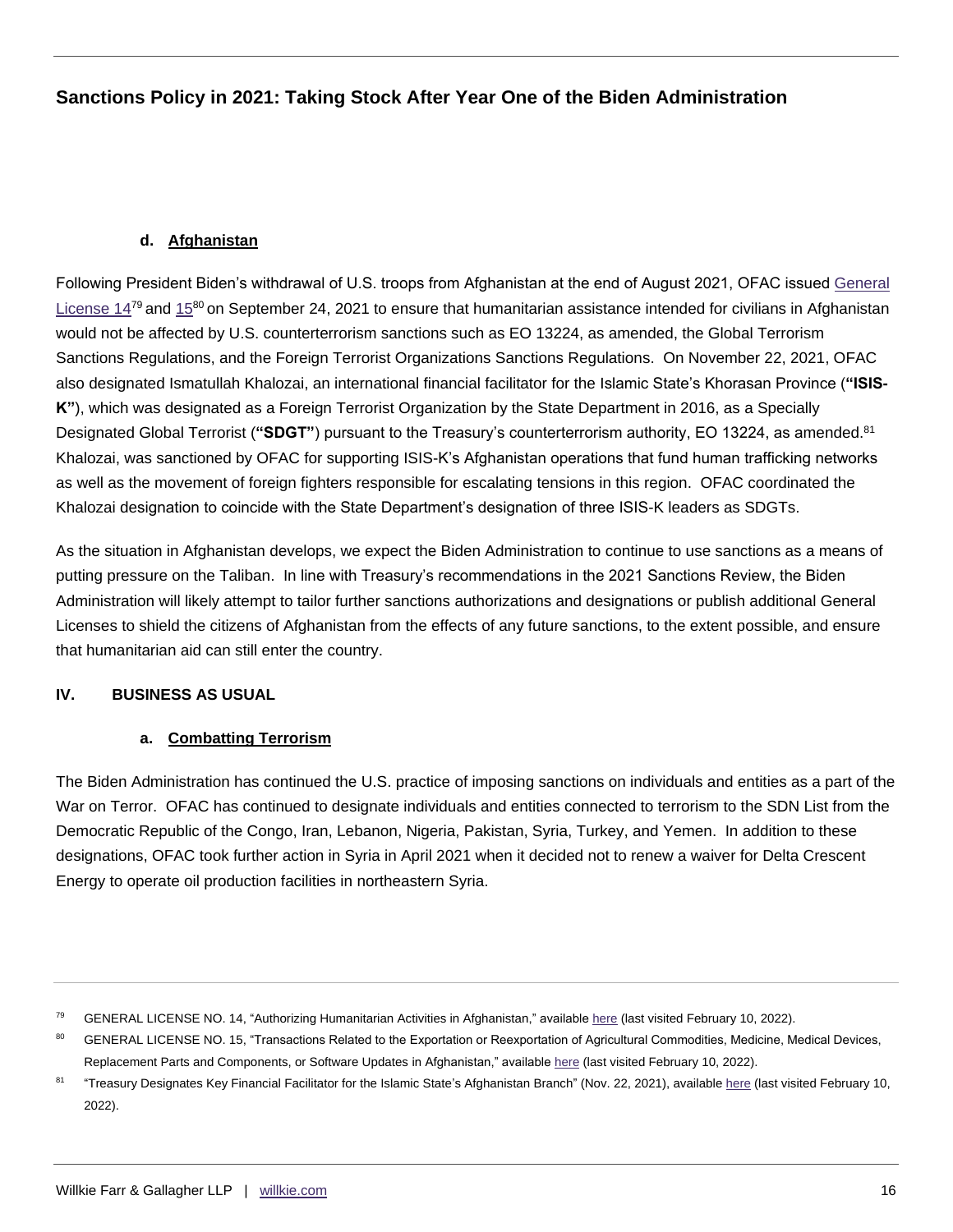#### d. Afghanistan

Following President Biden's withdrawal of U.S. troops from Afghanistan at the end of August 2021, OFAC issued General License 14[79] and 15[80] on September 24, 2021 to ensure that humanitarian assistance intended for civilians in Afghanistan would not be affected by U.S. counterterrorism sanctions such as EO 13224, as amended, the Global Terrorism Sanctions Regulations, and the Foreign Terrorist Organizations Sanctions Regulations. On November 22, 2021, OFAC also designated Ismatullah Khalozai, an international financial facilitator for the Islamic State's Khorasan Province (**"ISIS-K"**), which was designated as a Foreign Terrorist Organization by the State Department in 2016, as a Specially Designated Global Terrorist (**"SDGT"**) pursuant to the Treasury's counterterrorism authority, EO 13224, as amended.[81] Khalozai, was sanctioned by OFAC for supporting ISIS-K's Afghanistan operations that fund human trafficking networks as well as the movement of foreign fighters responsible for escalating tensions in this region. OFAC coordinated the Khalozai designation to coincide with the State Department's designation of three ISIS-K leaders as SDGTs.

As the situation in Afghanistan develops, we expect the Biden Administration to continue to use sanctions as a means of putting pressure on the Taliban. In line with Treasury's recommendations in the 2021 Sanctions Review, the Biden Administration will likely attempt to tailor further sanctions authorizations and designations or publish additional General Licenses to shield the citizens of Afghanistan from the effects of any future sanctions, to the extent possible, and ensure that humanitarian aid can still enter the country.

## IV. BUSINESS AS USUAL

#### a. Combatting Terrorism

The Biden Administration has continued the U.S. practice of imposing sanctions on individuals and entities as a part of the War on Terror. OFAC has continued to designate individuals and entities connected to terrorism to the SDN List from the Democratic Republic of the Congo, Iran, Lebanon, Nigeria, Pakistan, Syria, Turkey, and Yemen. In addition to these designations, OFAC took further action in Syria in April 2021 when it decided not to renew a waiver for Delta Crescent Energy to operate oil production facilities in northeastern Syria.

---

[79] GENERAL LICENSE NO. 14, "Authorizing Humanitarian Activities in Afghanistan," available here (last visited February 10, 2022).

[80] GENERAL LICENSE NO. 15, "Transactions Related to the Exportation or Reexportation of Agricultural Commodities, Medicine, Medical Devices, Replacement Parts and Components, or Software Updates in Afghanistan," available here (last visited February 10, 2022).

[81] "Treasury Designates Key Financial Facilitator for the Islamic State's Afghanistan Branch" (Nov. 22, 2021), available here (last visited February 10, 2022).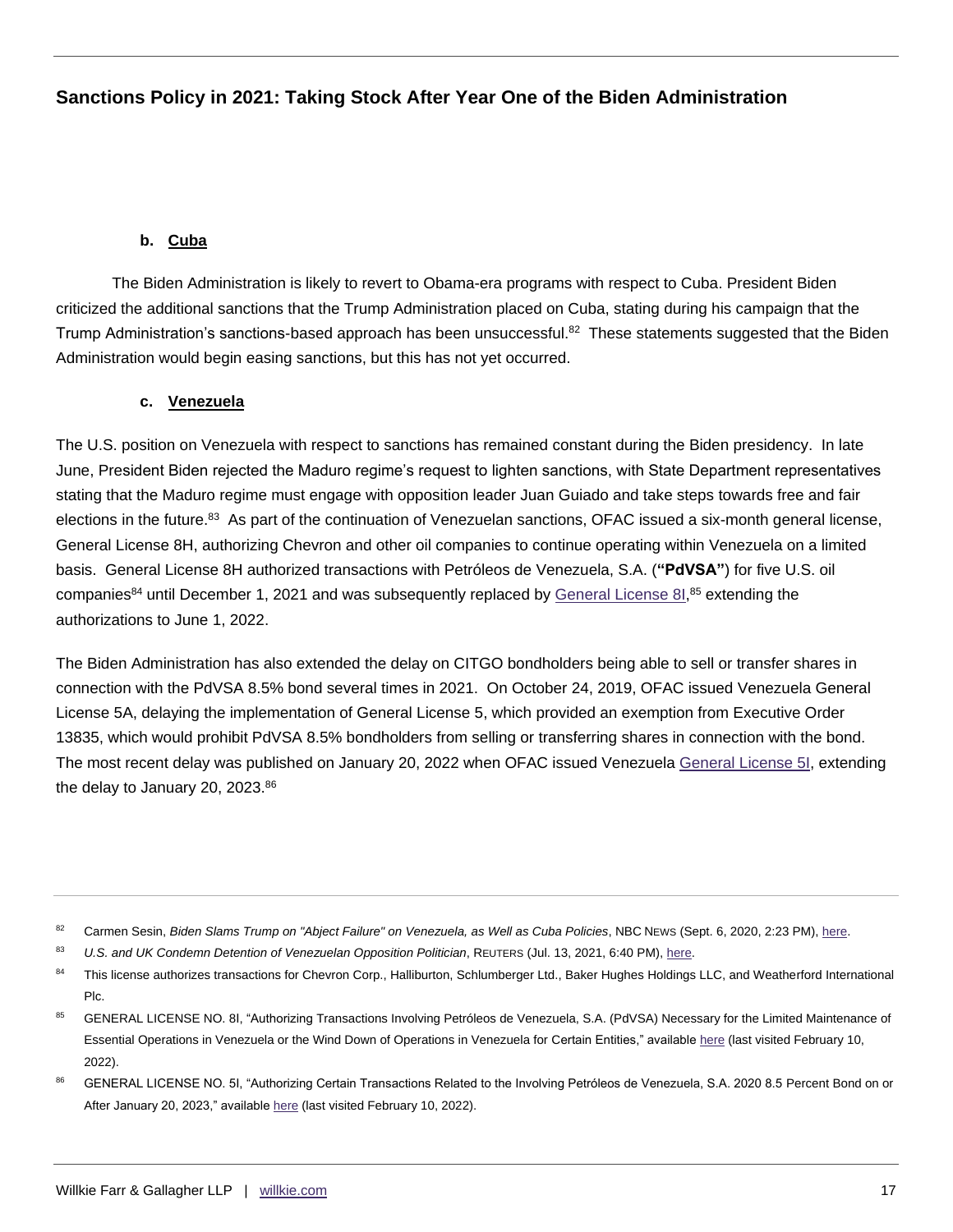### b. Cuba

The Biden Administration is likely to revert to Obama-era programs with respect to Cuba. President Biden criticized the additional sanctions that the Trump Administration placed on Cuba, stating during his campaign that the Trump Administration's sanctions-based approach has been unsuccessful.[82] These statements suggested that the Biden Administration would begin easing sanctions, but this has not yet occurred.

### c. Venezuela

The U.S. position on Venezuela with respect to sanctions has remained constant during the Biden presidency. In late June, President Biden rejected the Maduro regime's request to lighten sanctions, with State Department representatives stating that the Maduro regime must engage with opposition leader Juan Guiado and take steps towards free and fair elections in the future.[83] As part of the continuation of Venezuelan sanctions, OFAC issued a six-month general license, General License 8H, authorizing Chevron and other oil companies to continue operating within Venezuela on a limited basis. General License 8H authorized transactions with Petróleos de Venezuela, S.A. (**"PdVSA"**) for five U.S. oil companies[84] until December 1, 2021 and was subsequently replaced by General License 8I,[85] extending the authorizations to June 1, 2022.

The Biden Administration has also extended the delay on CITGO bondholders being able to sell or transfer shares in connection with the PdVSA 8.5% bond several times in 2021. On October 24, 2019, OFAC issued Venezuela General License 5A, delaying the implementation of General License 5, which provided an exemption from Executive Order 13835, which would prohibit PdVSA 8.5% bondholders from selling or transferring shares in connection with the bond. The most recent delay was published on January 20, 2022 when OFAC issued Venezuela General License 5I, extending the delay to January 20, 2023.[86]

---

[82] Carmen Sesin, *Biden Slams Trump on "Abject Failure" on Venezuela, as Well as Cuba Policies*, NBC NEWS (Sept. 6, 2020, 2:23 PM), here.

[83] *U.S. and UK Condemn Detention of Venezuelan Opposition Politician*, REUTERS (Jul. 13, 2021, 6:40 PM), here.

[84] This license authorizes transactions for Chevron Corp., Halliburton, Schlumberger Ltd., Baker Hughes Holdings LLC, and Weatherford International Plc.

[85] GENERAL LICENSE NO. 8I, "Authorizing Transactions Involving Petróleos de Venezuela, S.A. (PdVSA) Necessary for the Limited Maintenance of Essential Operations in Venezuela or the Wind Down of Operations in Venezuela for Certain Entities," available here (last visited February 10, 2022).

[86] GENERAL LICENSE NO. 5I, "Authorizing Certain Transactions Related to the Involving Petróleos de Venezuela, S.A. 2020 8.5 Percent Bond on or After January 20, 2023," available here (last visited February 10, 2022).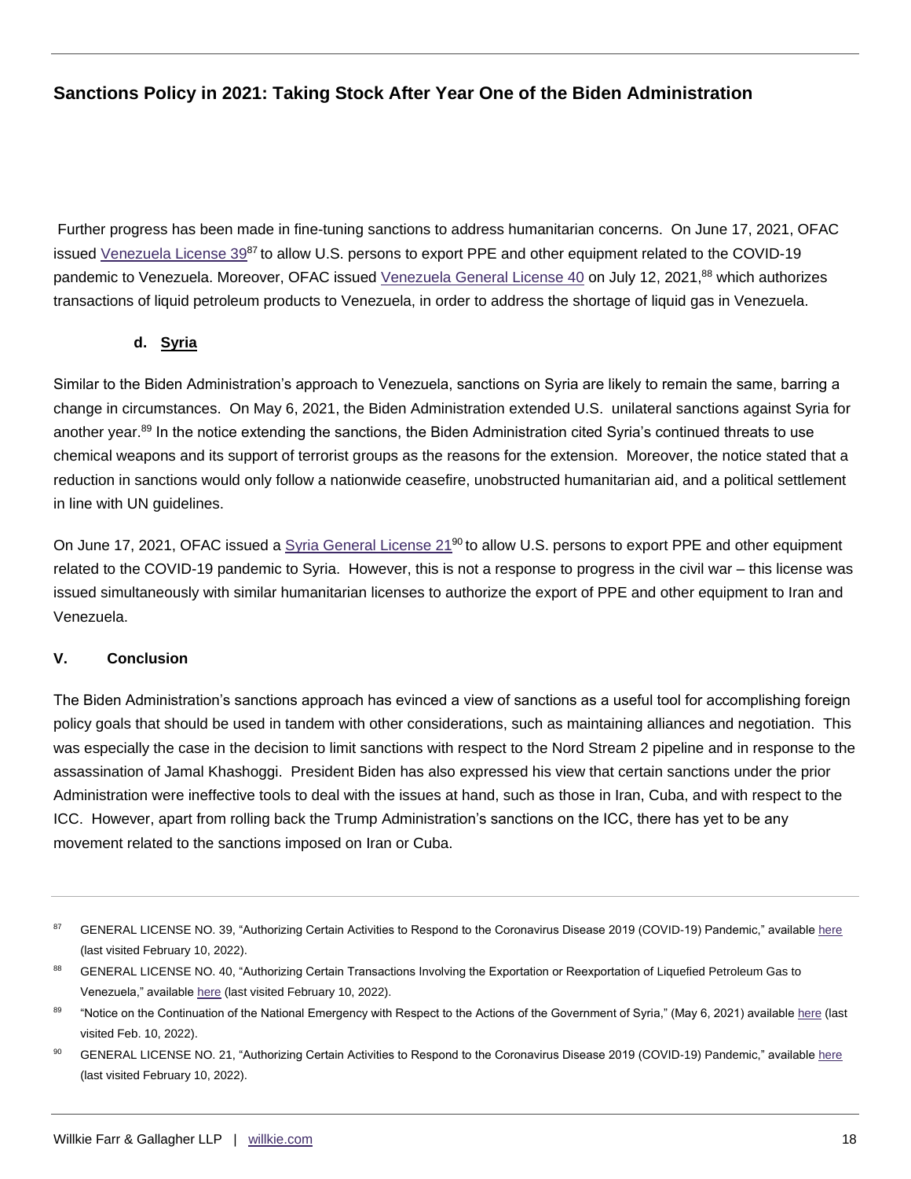Further progress has been made in fine-tuning sanctions to address humanitarian concerns. On June 17, 2021, OFAC issued Venezuela License 39[87] to allow U.S. persons to export PPE and other equipment related to the COVID-19 pandemic to Venezuela. Moreover, OFAC issued Venezuela General License 40 on July 12, 2021,[88] which authorizes transactions of liquid petroleum products to Venezuela, in order to address the shortage of liquid gas in Venezuela.

#### d. Syria

Similar to the Biden Administration's approach to Venezuela, sanctions on Syria are likely to remain the same, barring a change in circumstances. On May 6, 2021, the Biden Administration extended U.S. unilateral sanctions against Syria for another year.[89] In the notice extending the sanctions, the Biden Administration cited Syria's continued threats to use chemical weapons and its support of terrorist groups as the reasons for the extension. Moreover, the notice stated that a reduction in sanctions would only follow a nationwide ceasefire, unobstructed humanitarian aid, and a political settlement in line with UN guidelines.

On June 17, 2021, OFAC issued a Syria General License 21[90] to allow U.S. persons to export PPE and other equipment related to the COVID-19 pandemic to Syria. However, this is not a response to progress in the civil war – this license was issued simultaneously with similar humanitarian licenses to authorize the export of PPE and other equipment to Iran and Venezuela.

## V. Conclusion

The Biden Administration's sanctions approach has evinced a view of sanctions as a useful tool for accomplishing foreign policy goals that should be used in tandem with other considerations, such as maintaining alliances and negotiation. This was especially the case in the decision to limit sanctions with respect to the Nord Stream 2 pipeline and in response to the assassination of Jamal Khashoggi. President Biden has also expressed his view that certain sanctions under the prior Administration were ineffective tools to deal with the issues at hand, such as those in Iran, Cuba, and with respect to the ICC. However, apart from rolling back the Trump Administration's sanctions on the ICC, there has yet to be any movement related to the sanctions imposed on Iran or Cuba.

---

[87] GENERAL LICENSE NO. 39, "Authorizing Certain Activities to Respond to the Coronavirus Disease 2019 (COVID-19) Pandemic," available here (last visited February 10, 2022).

[88] GENERAL LICENSE NO. 40, "Authorizing Certain Transactions Involving the Exportation or Reexportation of Liquefied Petroleum Gas to Venezuela," available here (last visited February 10, 2022).

[89] "Notice on the Continuation of the National Emergency with Respect to the Actions of the Government of Syria," (May 6, 2021) available here (last visited Feb. 10, 2022).

[90] GENERAL LICENSE NO. 21, "Authorizing Certain Activities to Respond to the Coronavirus Disease 2019 (COVID-19) Pandemic," available here (last visited February 10, 2022).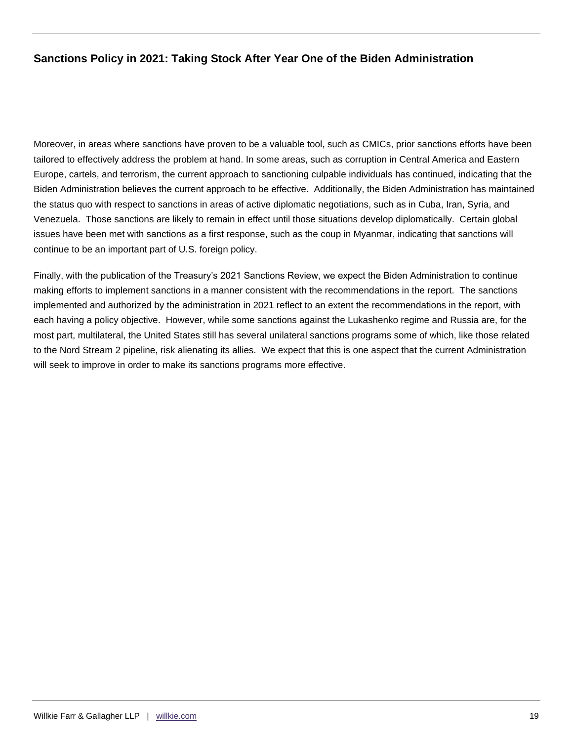Moreover, in areas where sanctions have proven to be a valuable tool, such as CMICs, prior sanctions efforts have been tailored to effectively address the problem at hand. In some areas, such as corruption in Central America and Eastern Europe, cartels, and terrorism, the current approach to sanctioning culpable individuals has continued, indicating that the Biden Administration believes the current approach to be effective. Additionally, the Biden Administration has maintained the status quo with respect to sanctions in areas of active diplomatic negotiations, such as in Cuba, Iran, Syria, and Venezuela. Those sanctions are likely to remain in effect until those situations develop diplomatically. Certain global issues have been met with sanctions as a first response, such as the coup in Myanmar, indicating that sanctions will continue to be an important part of U.S. foreign policy.

Finally, with the publication of the Treasury's 2021 Sanctions Review, we expect the Biden Administration to continue making efforts to implement sanctions in a manner consistent with the recommendations in the report. The sanctions implemented and authorized by the administration in 2021 reflect to an extent the recommendations in the report, with each having a policy objective. However, while some sanctions against the Lukashenko regime and Russia are, for the most part, multilateral, the United States still has several unilateral sanctions programs some of which, like those related to the Nord Stream 2 pipeline, risk alienating its allies. We expect that this is one aspect that the current Administration will seek to improve in order to make its sanctions programs more effective.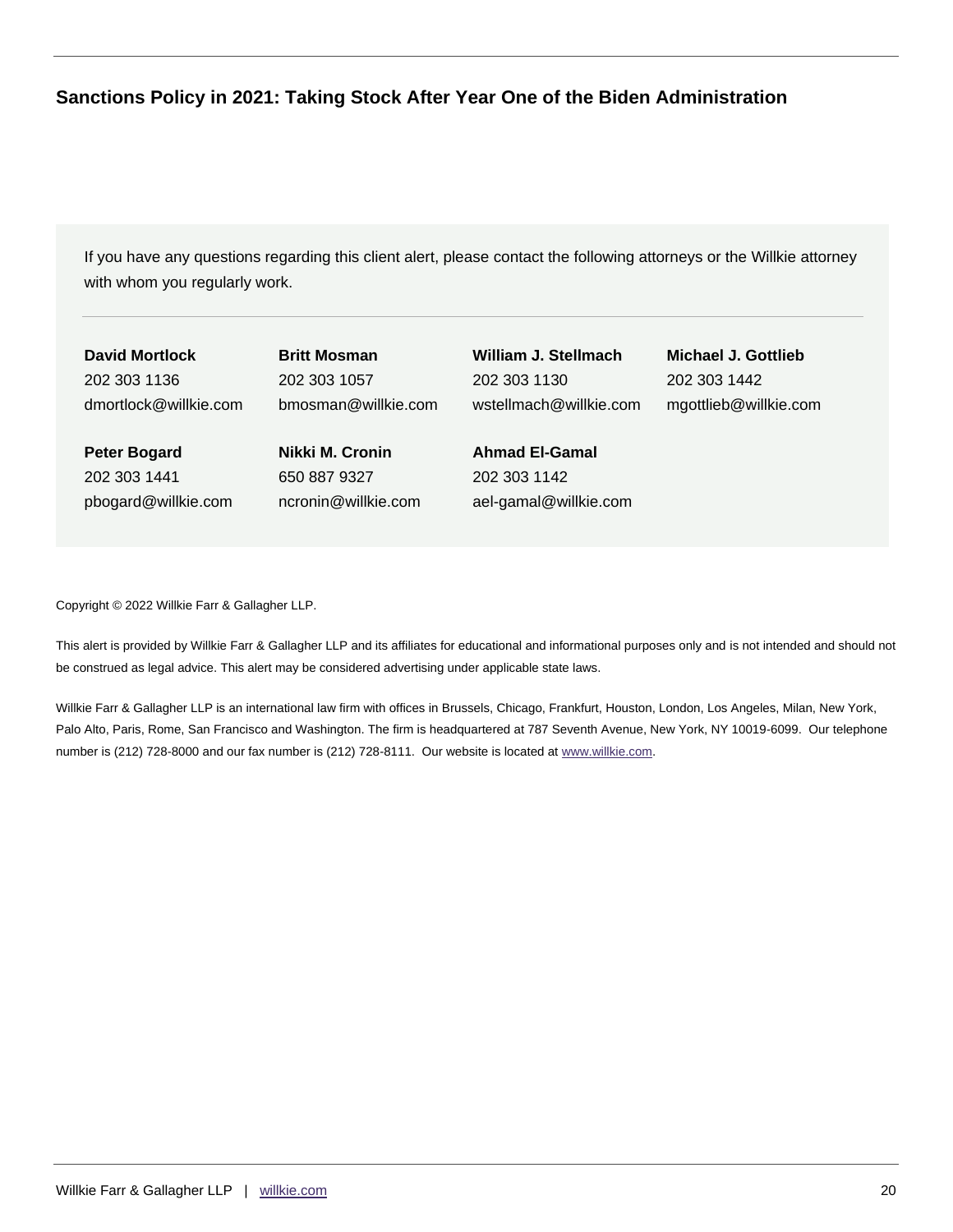If you have any questions regarding this client alert, please contact the following attorneys or the Willkie attorney with whom you regularly work.

**David Mortlock**
202 303 1136
dmortlock@willkie.com

**Britt Mosman**
202 303 1057
bmosman@willkie.com

**William J. Stellmach**
202 303 1130
wstellmach@willkie.com

**Michael J. Gottlieb**
202 303 1442
mgottlieb@willkie.com

**Peter Bogard**
202 303 1441
pbogard@willkie.com

**Nikki M. Cronin**
650 887 9327
ncronin@willkie.com

**Ahmad El-Gamal**
202 303 1142
ael-gamal@willkie.com

Copyright © 2022 Willkie Farr & Gallagher LLP.

This alert is provided by Willkie Farr & Gallagher LLP and its affiliates for educational and informational purposes only and is not intended and should not be construed as legal advice. This alert may be considered advertising under applicable state laws.

Willkie Farr & Gallagher LLP is an international law firm with offices in Brussels, Chicago, Frankfurt, Houston, London, Los Angeles, Milan, New York, Palo Alto, Paris, Rome, San Francisco and Washington. The firm is headquartered at 787 Seventh Avenue, New York, NY 10019-6099. Our telephone number is (212) 728-8000 and our fax number is (212) 728-8111. Our website is located at www.willkie.com.